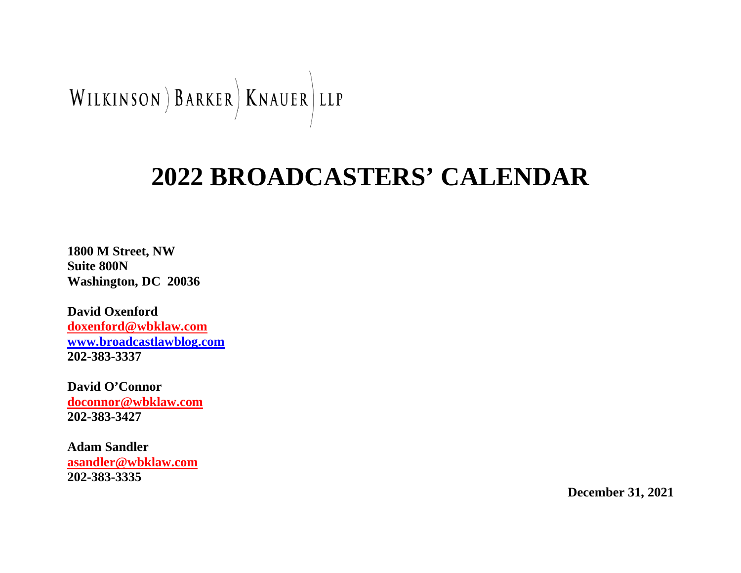WILKINSON ) BARKER ) KNAUER ) LLP

# 2022 BROADCASTERS' CALENDAR

**1800 M Street, NW**
**Suite 800N**
**Washington, DC 20036**

**David Oxenford**
**doxenford@wbklaw.com**
**www.broadcastlawblog.com**
**202-383-3337**

**David O'Connor**
**doconnor@wbklaw.com**
**202-383-3427**

**Adam Sandler**
**asandler@wbklaw.com**
**202-383-3335**

**December 31, 2021**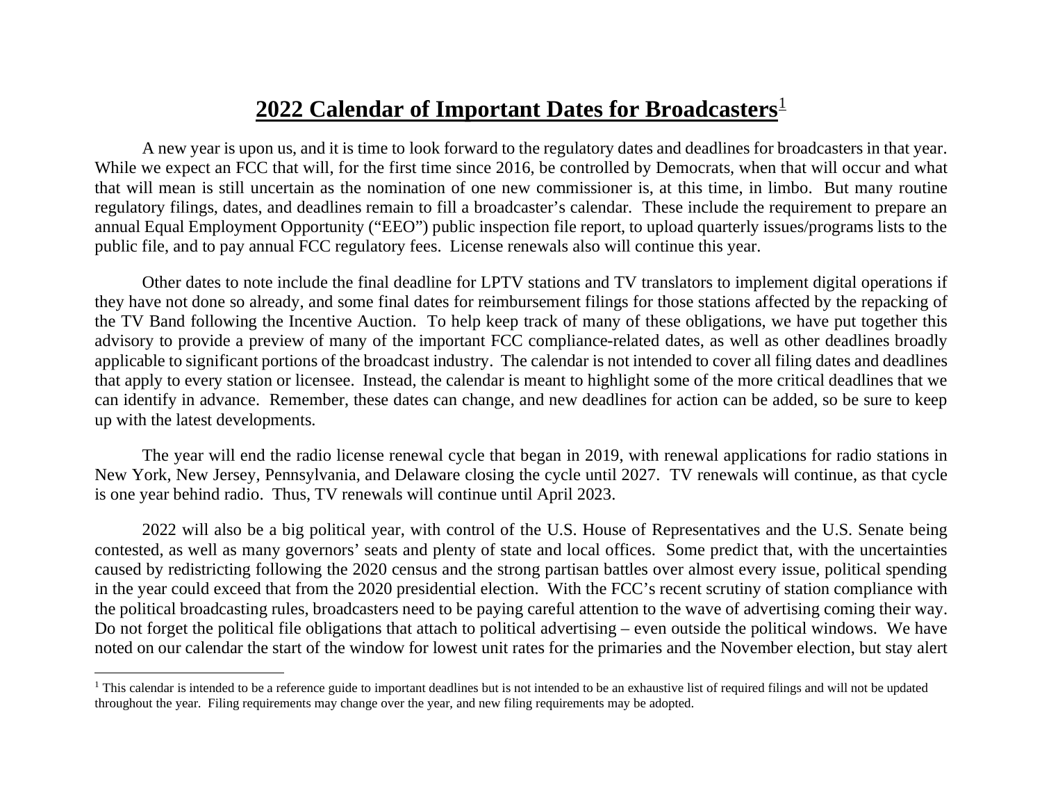# 2022 Calendar of Important Dates for Broadcasters[1]

A new year is upon us, and it is time to look forward to the regulatory dates and deadlines for broadcasters in that year. While we expect an FCC that will, for the first time since 2016, be controlled by Democrats, when that will occur and what that will mean is still uncertain as the nomination of one new commissioner is, at this time, in limbo. But many routine regulatory filings, dates, and deadlines remain to fill a broadcaster's calendar. These include the requirement to prepare an annual Equal Employment Opportunity ("EEO") public inspection file report, to upload quarterly issues/programs lists to the public file, and to pay annual FCC regulatory fees. License renewals also will continue this year.

Other dates to note include the final deadline for LPTV stations and TV translators to implement digital operations if they have not done so already, and some final dates for reimbursement filings for those stations affected by the repacking of the TV Band following the Incentive Auction. To help keep track of many of these obligations, we have put together this advisory to provide a preview of many of the important FCC compliance-related dates, as well as other deadlines broadly applicable to significant portions of the broadcast industry. The calendar is not intended to cover all filing dates and deadlines that apply to every station or licensee. Instead, the calendar is meant to highlight some of the more critical deadlines that we can identify in advance. Remember, these dates can change, and new deadlines for action can be added, so be sure to keep up with the latest developments.

The year will end the radio license renewal cycle that began in 2019, with renewal applications for radio stations in New York, New Jersey, Pennsylvania, and Delaware closing the cycle until 2027. TV renewals will continue, as that cycle is one year behind radio. Thus, TV renewals will continue until April 2023.

2022 will also be a big political year, with control of the U.S. House of Representatives and the U.S. Senate being contested, as well as many governors' seats and plenty of state and local offices. Some predict that, with the uncertainties caused by redistricting following the 2020 census and the strong partisan battles over almost every issue, political spending in the year could exceed that from the 2020 presidential election. With the FCC's recent scrutiny of station compliance with the political broadcasting rules, broadcasters need to be paying careful attention to the wave of advertising coming their way. Do not forget the political file obligations that attach to political advertising – even outside the political windows. We have noted on our calendar the start of the window for lowest unit rates for the primaries and the November election, but stay alert

---

[1] This calendar is intended to be a reference guide to important deadlines but is not intended to be an exhaustive list of required filings and will not be updated throughout the year. Filing requirements may change over the year, and new filing requirements may be adopted.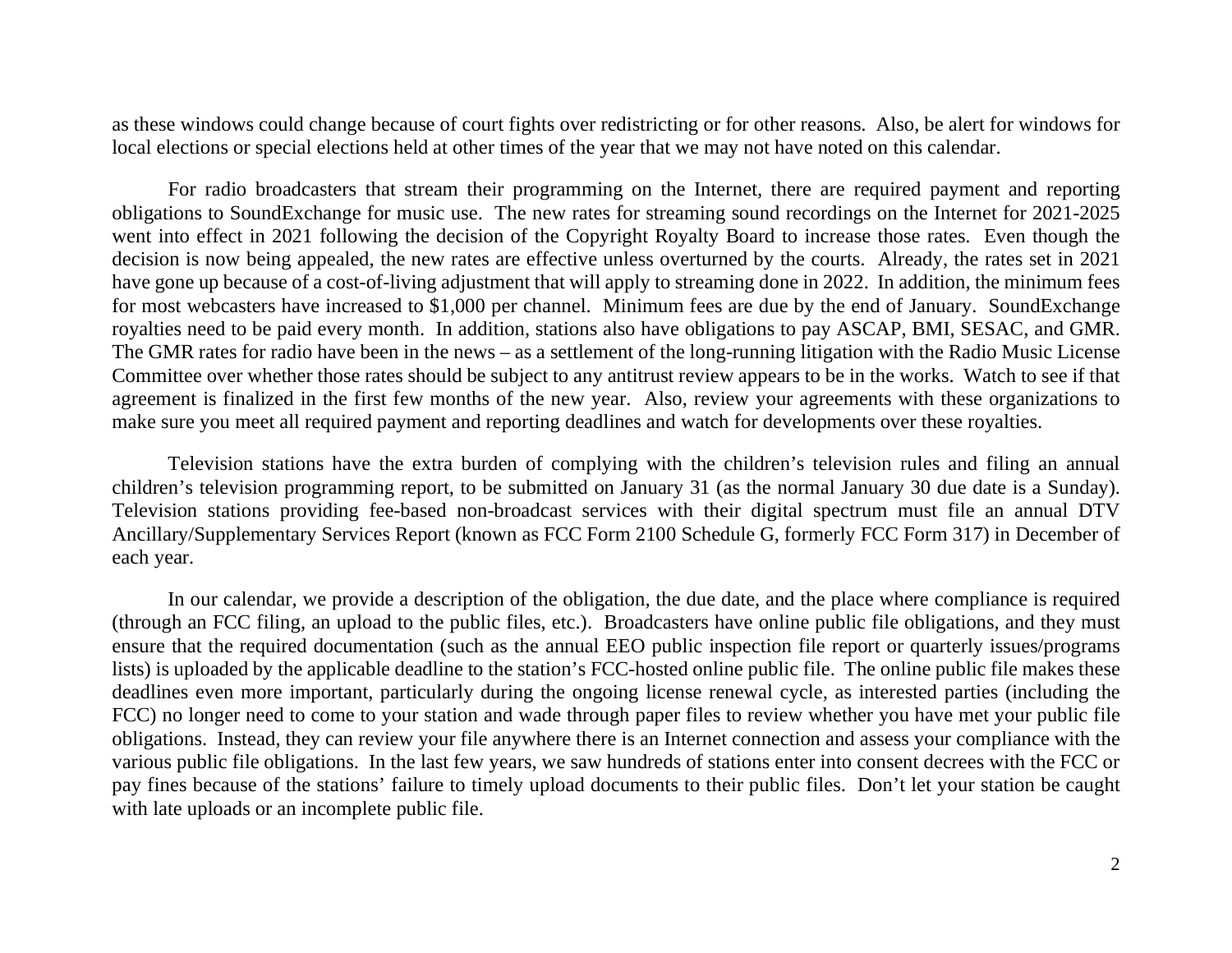as these windows could change because of court fights over redistricting or for other reasons. Also, be alert for windows for local elections or special elections held at other times of the year that we may not have noted on this calendar.

For radio broadcasters that stream their programming on the Internet, there are required payment and reporting obligations to SoundExchange for music use. The new rates for streaming sound recordings on the Internet for 2021-2025 went into effect in 2021 following the decision of the Copyright Royalty Board to increase those rates. Even though the decision is now being appealed, the new rates are effective unless overturned by the courts. Already, the rates set in 2021 have gone up because of a cost-of-living adjustment that will apply to streaming done in 2022. In addition, the minimum fees for most webcasters have increased to $1,000 per channel. Minimum fees are due by the end of January. SoundExchange royalties need to be paid every month. In addition, stations also have obligations to pay ASCAP, BMI, SESAC, and GMR. The GMR rates for radio have been in the news – as a settlement of the long-running litigation with the Radio Music License Committee over whether those rates should be subject to any antitrust review appears to be in the works. Watch to see if that agreement is finalized in the first few months of the new year. Also, review your agreements with these organizations to make sure you meet all required payment and reporting deadlines and watch for developments over these royalties.

Television stations have the extra burden of complying with the children's television rules and filing an annual children's television programming report, to be submitted on January 31 (as the normal January 30 due date is a Sunday). Television stations providing fee-based non-broadcast services with their digital spectrum must file an annual DTV Ancillary/Supplementary Services Report (known as FCC Form 2100 Schedule G, formerly FCC Form 317) in December of each year.

In our calendar, we provide a description of the obligation, the due date, and the place where compliance is required (through an FCC filing, an upload to the public files, etc.). Broadcasters have online public file obligations, and they must ensure that the required documentation (such as the annual EEO public inspection file report or quarterly issues/programs lists) is uploaded by the applicable deadline to the station's FCC-hosted online public file. The online public file makes these deadlines even more important, particularly during the ongoing license renewal cycle, as interested parties (including the FCC) no longer need to come to your station and wade through paper files to review whether you have met your public file obligations. Instead, they can review your file anywhere there is an Internet connection and assess your compliance with the various public file obligations. In the last few years, we saw hundreds of stations enter into consent decrees with the FCC or pay fines because of the stations' failure to timely upload documents to their public files. Don't let your station be caught with late uploads or an incomplete public file.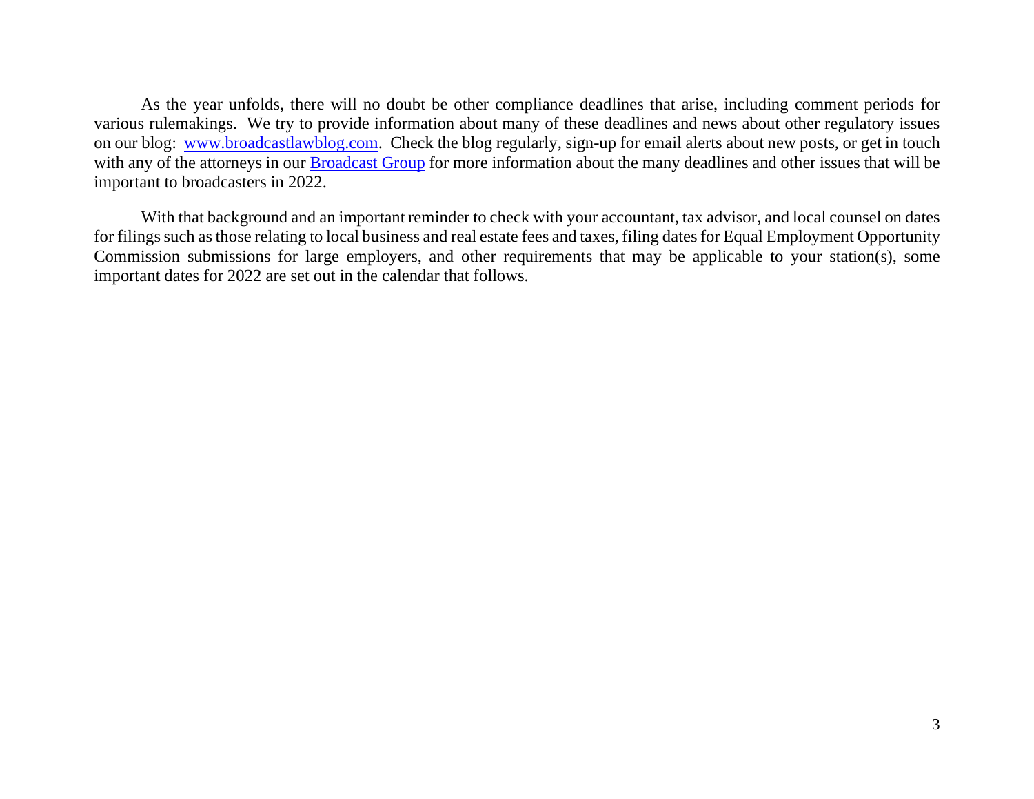As the year unfolds, there will no doubt be other compliance deadlines that arise, including comment periods for various rulemakings. We try to provide information about many of these deadlines and news about other regulatory issues on our blog: [www.broadcastlawblog.com](http://www.broadcastlawblog.com). Check the blog regularly, sign-up for email alerts about new posts, or get in touch with any of the attorneys in our [Broadcast Group](#) for more information about the many deadlines and other issues that will be important to broadcasters in 2022.

With that background and an important reminder to check with your accountant, tax advisor, and local counsel on dates for filings such as those relating to local business and real estate fees and taxes, filing dates for Equal Employment Opportunity Commission submissions for large employers, and other requirements that may be applicable to your station(s), some important dates for 2022 are set out in the calendar that follows.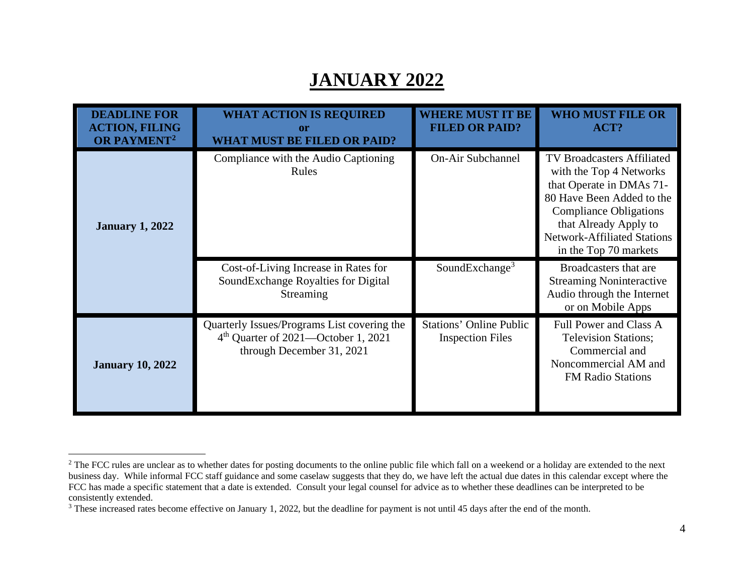# JANUARY 2022

| DEADLINE FOR ACTION, FILING OR PAYMENT[2] | WHAT ACTION IS REQUIRED or WHAT MUST BE FILED OR PAID? | WHERE MUST IT BE FILED OR PAID? | WHO MUST FILE OR ACT? |
|---|---|---|---|
| **January 1, 2022** | Compliance with the Audio Captioning Rules | On-Air Subchannel | TV Broadcasters Affiliated with the Top 4 Networks that Operate in DMAs 71-80 Have Been Added to the Compliance Obligations that Already Apply to Network-Affiliated Stations in the Top 70 markets |
| | Cost-of-Living Increase in Rates for SoundExchange Royalties for Digital Streaming | SoundExchange[3] | Broadcasters that are Streaming Noninteractive Audio through the Internet or on Mobile Apps |
| **January 10, 2022** | Quarterly Issues/Programs List covering the 4th Quarter of 2021—October 1, 2021 through December 31, 2021 | Stations' Online Public Inspection Files | Full Power and Class A Television Stations; Commercial and Noncommercial AM and FM Radio Stations |

[2] The FCC rules are unclear as to whether dates for posting documents to the online public file which fall on a weekend or a holiday are extended to the next business day. While informal FCC staff guidance and some caselaw suggests that they do, we have left the actual due dates in this calendar except where the FCC has made a specific statement that a date is extended. Consult your legal counsel for advice as to whether these deadlines can be interpreted to be consistently extended.

[3] These increased rates become effective on January 1, 2022, but the deadline for payment is not until 45 days after the end of the month.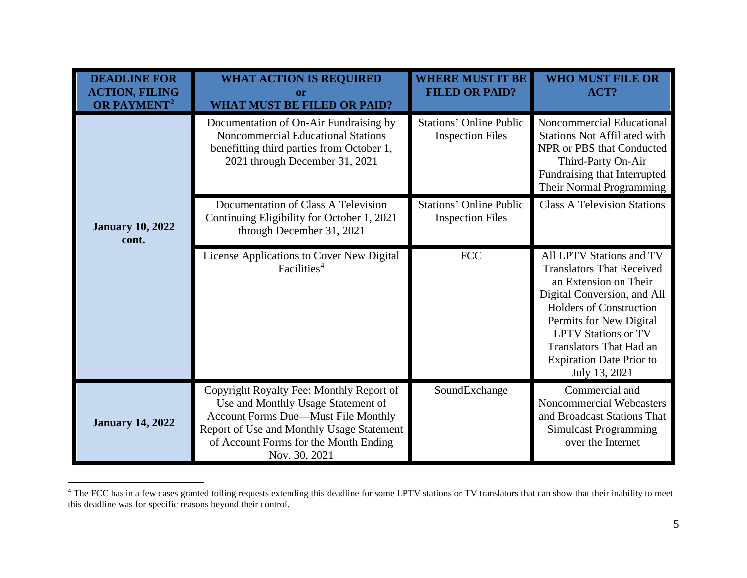| DEADLINE FOR ACTION, FILING OR PAYMENT[2] | WHAT ACTION IS REQUIRED or WHAT MUST BE FILED OR PAID? | WHERE MUST IT BE FILED OR PAID? | WHO MUST FILE OR ACT? |
|---|---|---|---|
| **January 10, 2022 cont.** | Documentation of On-Air Fundraising by Noncommercial Educational Stations benefitting third parties from October 1, 2021 through December 31, 2021 | Stations' Online Public Inspection Files | Noncommercial Educational Stations Not Affiliated with NPR or PBS that Conducted Third-Party On-Air Fundraising that Interrupted Their Normal Programming |
| | Documentation of Class A Television Continuing Eligibility for October 1, 2021 through December 31, 2021 | Stations' Online Public Inspection Files | Class A Television Stations |
| | License Applications to Cover New Digital Facilities[4] | FCC | All LPTV Stations and TV Translators That Received an Extension on Their Digital Conversion, and All Holders of Construction Permits for New Digital LPTV Stations or TV Translators That Had an Expiration Date Prior to July 13, 2021 |
| **January 14, 2022** | Copyright Royalty Fee: Monthly Report of Use and Monthly Usage Statement of Account Forms Due—Must File Monthly Report of Use and Monthly Usage Statement of Account Forms for the Month Ending Nov. 30, 2021 | SoundExchange | Commercial and Noncommercial Webcasters and Broadcast Stations That Simulcast Programming over the Internet |

[4] The FCC has in a few cases granted tolling requests extending this deadline for some LPTV stations or TV translators that can show that their inability to meet this deadline was for specific reasons beyond their control.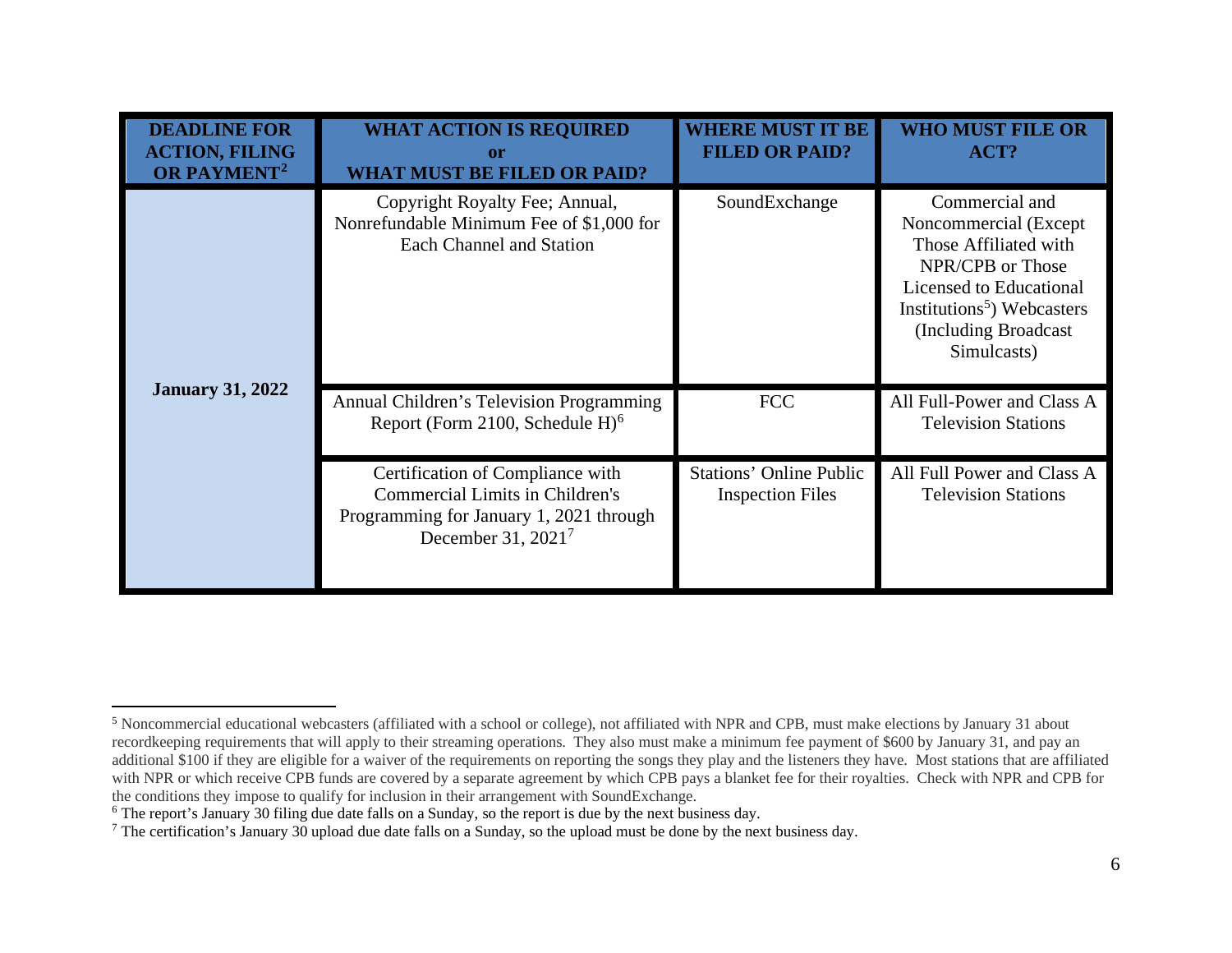| DEADLINE FOR ACTION, FILING OR PAYMENT[2] | WHAT ACTION IS REQUIRED or WHAT MUST BE FILED OR PAID? | WHERE MUST IT BE FILED OR PAID? | WHO MUST FILE OR ACT? |
|---|---|---|---|
| **January 31, 2022** | Copyright Royalty Fee; Annual, Nonrefundable Minimum Fee of $1,000 for Each Channel and Station | SoundExchange | Commercial and Noncommercial (Except Those Affiliated with NPR/CPB or Those Licensed to Educational Institutions[5]) Webcasters (Including Broadcast Simulcasts) |
| | Annual Children's Television Programming Report (Form 2100, Schedule H)[6] | FCC | All Full-Power and Class A Television Stations |
| | Certification of Compliance with Commercial Limits in Children's Programming for January 1, 2021 through December 31, 2021[7] | Stations' Online Public Inspection Files | All Full Power and Class A Television Stations |

[5] Noncommercial educational webcasters (affiliated with a school or college), not affiliated with NPR and CPB, must make elections by January 31 about recordkeeping requirements that will apply to their streaming operations. They also must make a minimum fee payment of $600 by January 31, and pay an additional $100 if they are eligible for a waiver of the requirements on reporting the songs they play and the listeners they have. Most stations that are affiliated with NPR or which receive CPB funds are covered by a separate agreement by which CPB pays a blanket fee for their royalties. Check with NPR and CPB for the conditions they impose to qualify for inclusion in their arrangement with SoundExchange.

[6] The report's January 30 filing due date falls on a Sunday, so the report is due by the next business day.

[7] The certification's January 30 upload due date falls on a Sunday, so the upload must be done by the next business day.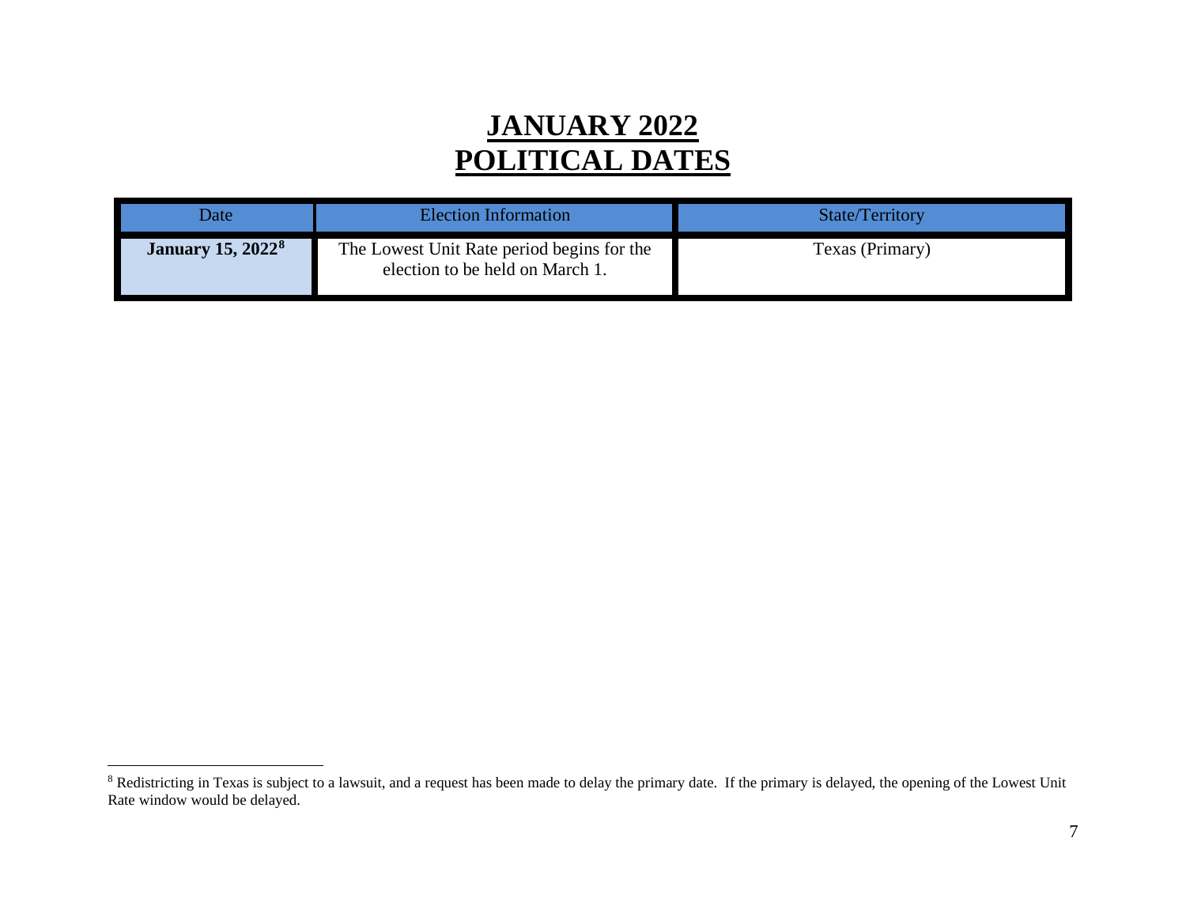# JANUARY 2022
# POLITICAL DATES

| Date | Election Information | State/Territory |
|---|---|---|
| **January 15, 2022**[8] | The Lowest Unit Rate period begins for the election to be held on March 1. | Texas (Primary) |

[8] Redistricting in Texas is subject to a lawsuit, and a request has been made to delay the primary date. If the primary is delayed, the opening of the Lowest Unit Rate window would be delayed.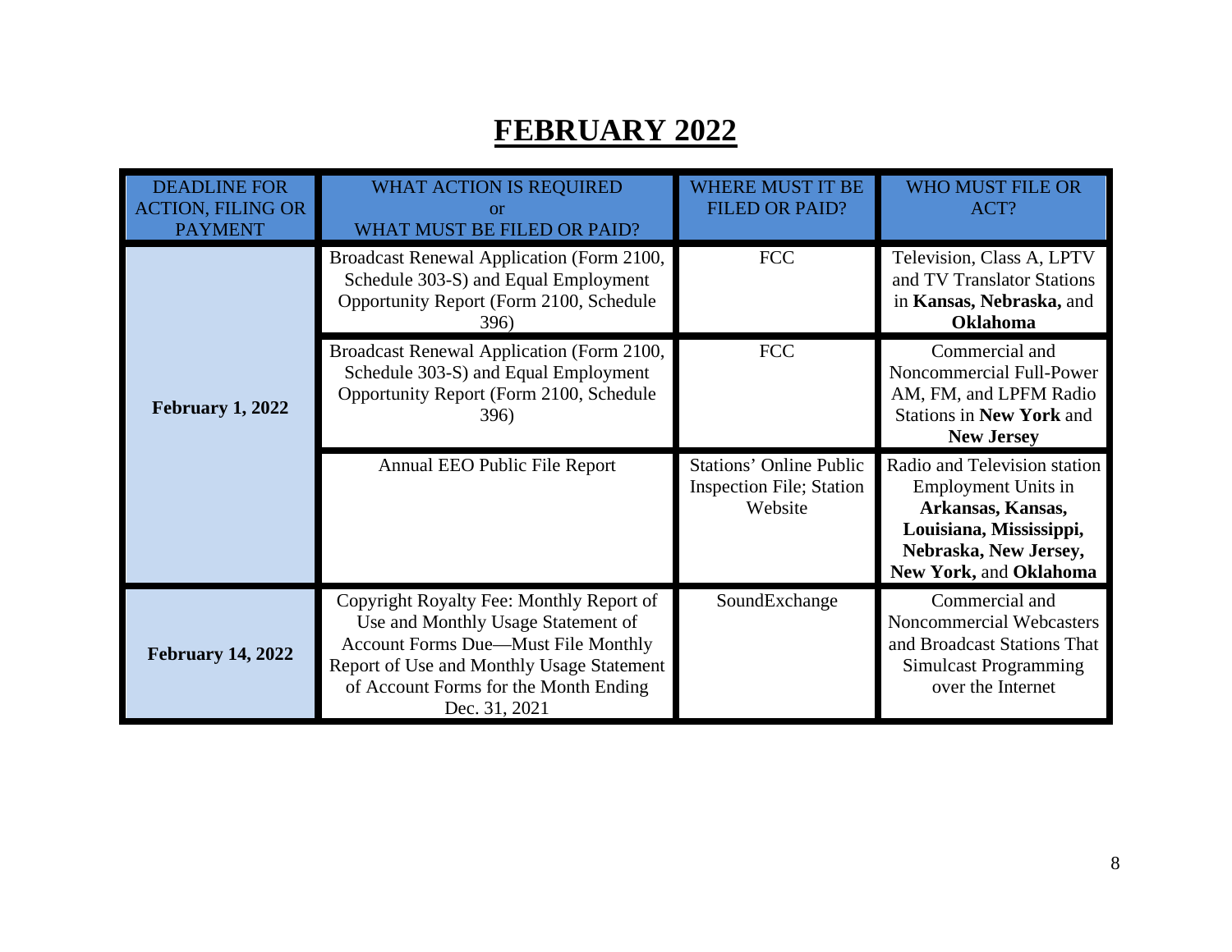# FEBRUARY 2022

| DEADLINE FOR ACTION, FILING OR PAYMENT | WHAT ACTION IS REQUIRED or WHAT MUST BE FILED OR PAID? | WHERE MUST IT BE FILED OR PAID? | WHO MUST FILE OR ACT? |
|---|---|---|---|
| **February 1, 2022** | Broadcast Renewal Application (Form 2100, Schedule 303-S) and Equal Employment Opportunity Report (Form 2100, Schedule 396) | FCC | Television, Class A, LPTV and TV Translator Stations in **Kansas, Nebraska,** and **Oklahoma** |
| | Broadcast Renewal Application (Form 2100, Schedule 303-S) and Equal Employment Opportunity Report (Form 2100, Schedule 396) | FCC | Commercial and Noncommercial Full-Power AM, FM, and LPFM Radio Stations in **New York** and **New Jersey** |
| | Annual EEO Public File Report | Stations' Online Public Inspection File; Station Website | Radio and Television station Employment Units in **Arkansas, Kansas, Louisiana, Mississippi, Nebraska, New Jersey, New York,** and **Oklahoma** |
| **February 14, 2022** | Copyright Royalty Fee: Monthly Report of Use and Monthly Usage Statement of Account Forms Due—Must File Monthly Report of Use and Monthly Usage Statement of Account Forms for the Month Ending Dec. 31, 2021 | SoundExchange | Commercial and Noncommercial Webcasters and Broadcast Stations That Simulcast Programming over the Internet |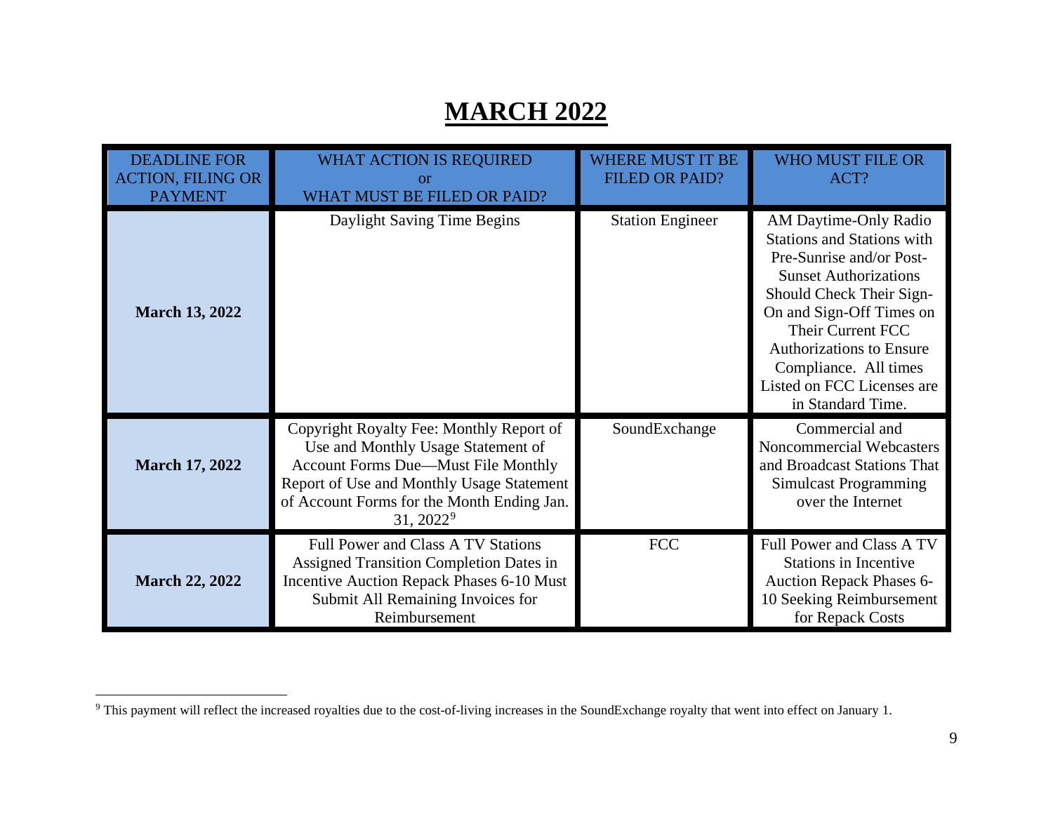# MARCH 2022

| DEADLINE FOR ACTION, FILING OR PAYMENT | WHAT ACTION IS REQUIRED or WHAT MUST BE FILED OR PAID? | WHERE MUST IT BE FILED OR PAID? | WHO MUST FILE OR ACT? |
|---|---|---|---|
| **March 13, 2022** | Daylight Saving Time Begins | Station Engineer | AM Daytime-Only Radio Stations and Stations with Pre-Sunrise and/or Post-Sunset Authorizations Should Check Their Sign-On and Sign-Off Times on Their Current FCC Authorizations to Ensure Compliance. All times Listed on FCC Licenses are in Standard Time. |
| **March 17, 2022** | Copyright Royalty Fee: Monthly Report of Use and Monthly Usage Statement of Account Forms Due—Must File Monthly Report of Use and Monthly Usage Statement of Account Forms for the Month Ending Jan. 31, 2022[9] | SoundExchange | Commercial and Noncommercial Webcasters and Broadcast Stations That Simulcast Programming over the Internet |
| **March 22, 2022** | Full Power and Class A TV Stations Assigned Transition Completion Dates in Incentive Auction Repack Phases 6-10 Must Submit All Remaining Invoices for Reimbursement | FCC | Full Power and Class A TV Stations in Incentive Auction Repack Phases 6-10 Seeking Reimbursement for Repack Costs |

[9] This payment will reflect the increased royalties due to the cost-of-living increases in the SoundExchange royalty that went into effect on January 1.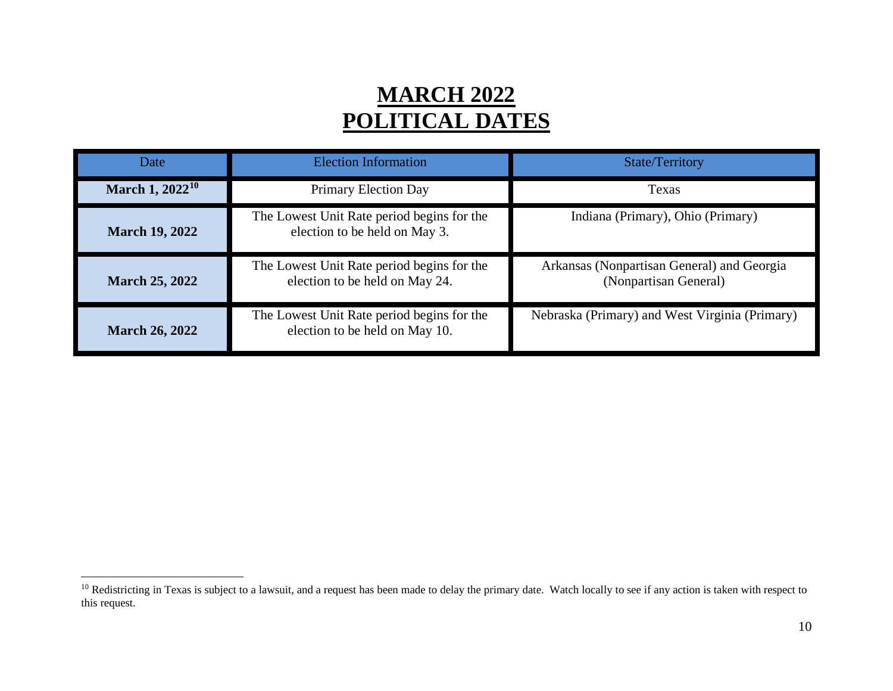# MARCH 2022
# POLITICAL DATES

| Date | Election Information | State/Territory |
|---|---|---|
| **March 1, 2022**[10] | Primary Election Day | Texas |
| **March 19, 2022** | The Lowest Unit Rate period begins for the election to be held on May 3. | Indiana (Primary), Ohio (Primary) |
| **March 25, 2022** | The Lowest Unit Rate period begins for the election to be held on May 24. | Arkansas (Nonpartisan General) and Georgia (Nonpartisan General) |
| **March 26, 2022** | The Lowest Unit Rate period begins for the election to be held on May 10. | Nebraska (Primary) and West Virginia (Primary) |

[10] Redistricting in Texas is subject to a lawsuit, and a request has been made to delay the primary date. Watch locally to see if any action is taken with respect to this request.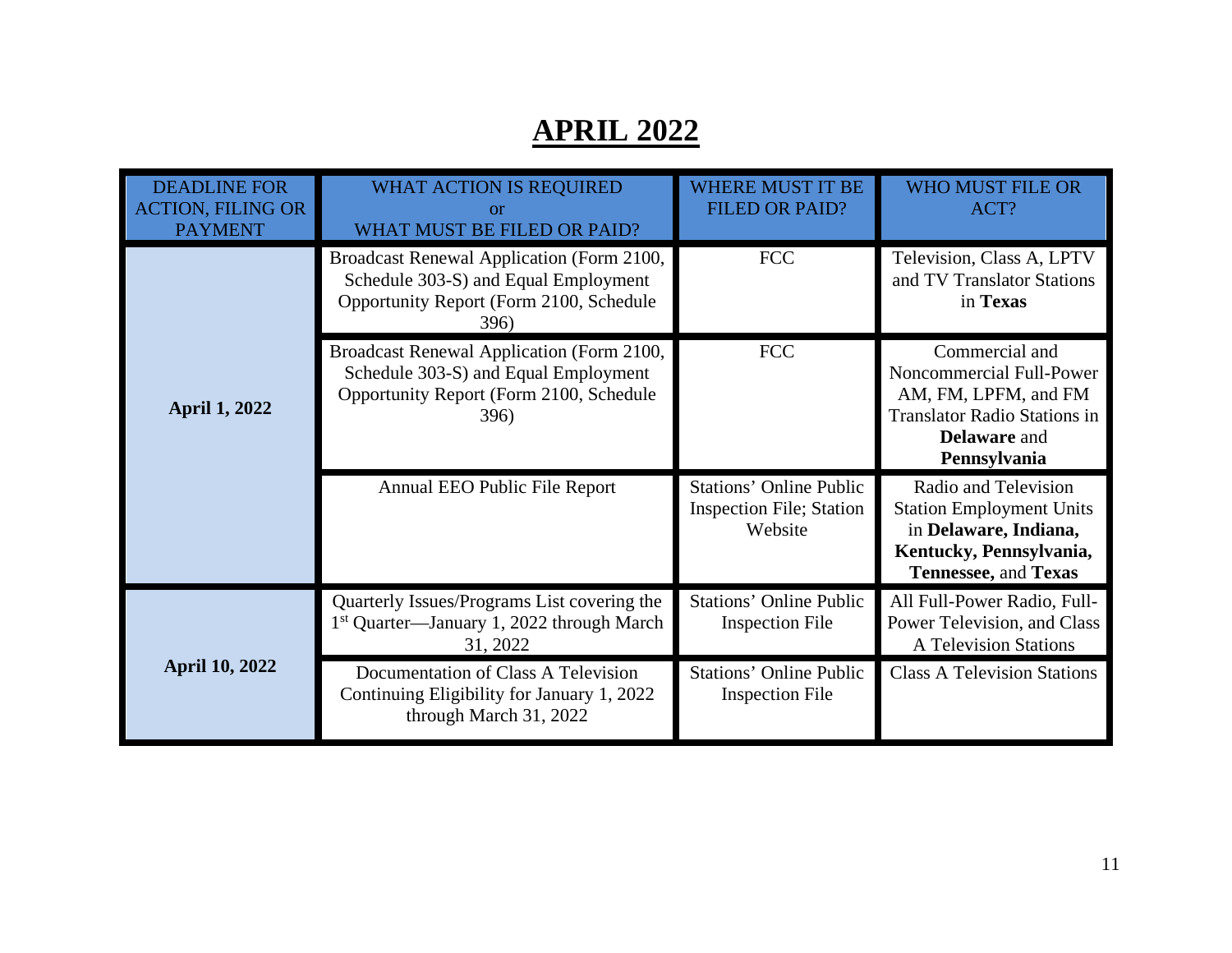# APRIL 2022

| DEADLINE FOR ACTION, FILING OR PAYMENT | WHAT ACTION IS REQUIRED or WHAT MUST BE FILED OR PAID? | WHERE MUST IT BE FILED OR PAID? | WHO MUST FILE OR ACT? |
|---|---|---|---|
| **April 1, 2022** | Broadcast Renewal Application (Form 2100, Schedule 303-S) and Equal Employment Opportunity Report (Form 2100, Schedule 396) | FCC | Television, Class A, LPTV and TV Translator Stations in **Texas** |
| | Broadcast Renewal Application (Form 2100, Schedule 303-S) and Equal Employment Opportunity Report (Form 2100, Schedule 396) | FCC | Commercial and Noncommercial Full-Power AM, FM, LPFM, and FM Translator Radio Stations in **Delaware** and **Pennsylvania** |
| | Annual EEO Public File Report | Stations' Online Public Inspection File; Station Website | Radio and Television Station Employment Units in **Delaware, Indiana, Kentucky, Pennsylvania, Tennessee,** and **Texas** |
| **April 10, 2022** | Quarterly Issues/Programs List covering the 1st Quarter—January 1, 2022 through March 31, 2022 | Stations' Online Public Inspection File | All Full-Power Radio, Full-Power Television, and Class A Television Stations |
| | Documentation of Class A Television Continuing Eligibility for January 1, 2022 through March 31, 2022 | Stations' Online Public Inspection File | Class A Television Stations |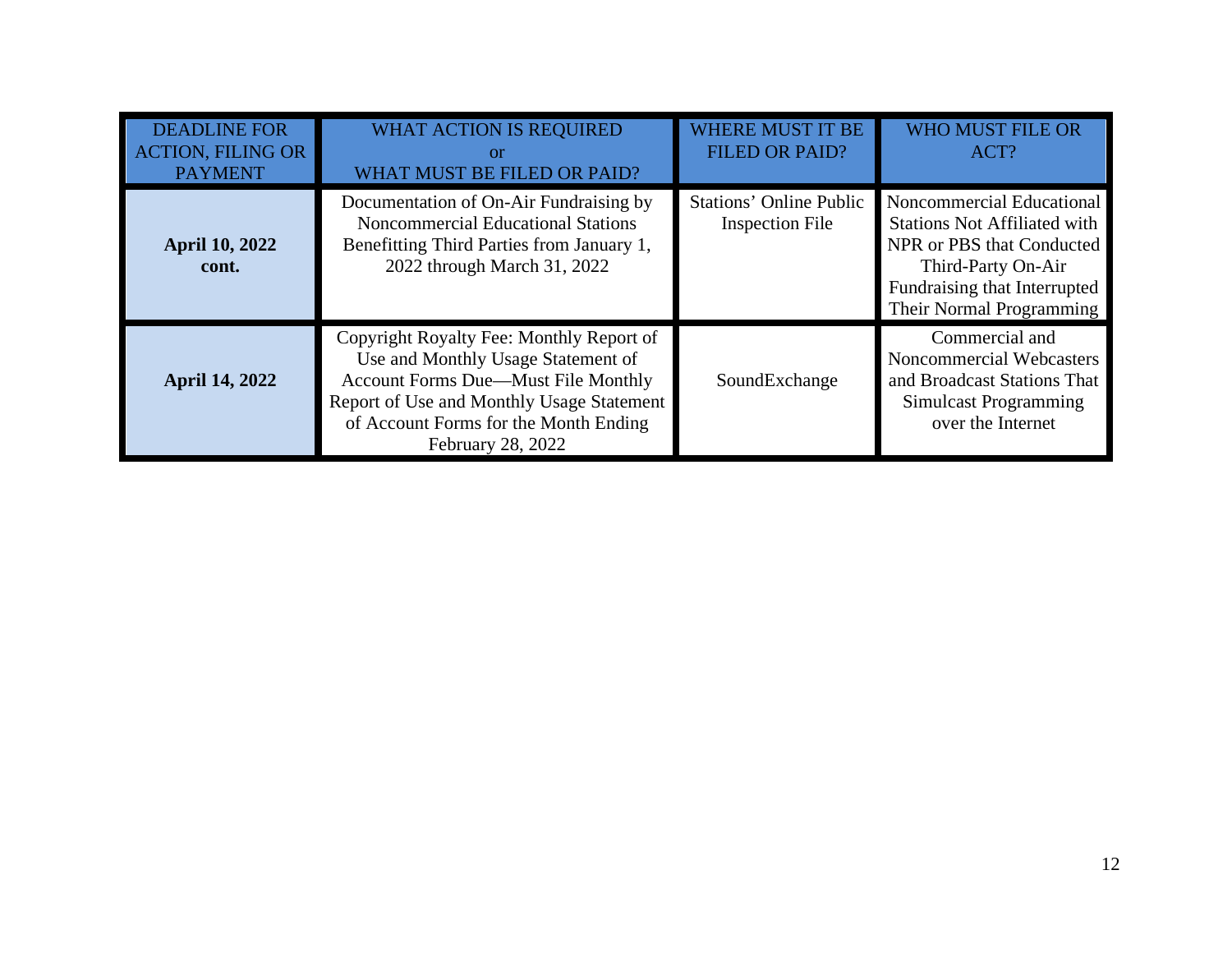| DEADLINE FOR ACTION, FILING OR PAYMENT | WHAT ACTION IS REQUIRED or WHAT MUST BE FILED OR PAID? | WHERE MUST IT BE FILED OR PAID? | WHO MUST FILE OR ACT? |
|---|---|---|---|
| **April 10, 2022 cont.** | Documentation of On-Air Fundraising by Noncommercial Educational Stations Benefitting Third Parties from January 1, 2022 through March 31, 2022 | Stations' Online Public Inspection File | Noncommercial Educational Stations Not Affiliated with NPR or PBS that Conducted Third-Party On-Air Fundraising that Interrupted Their Normal Programming |
| **April 14, 2022** | Copyright Royalty Fee: Monthly Report of Use and Monthly Usage Statement of Account Forms Due—Must File Monthly Report of Use and Monthly Usage Statement of Account Forms for the Month Ending February 28, 2022 | SoundExchange | Commercial and Noncommercial Webcasters and Broadcast Stations That Simulcast Programming over the Internet |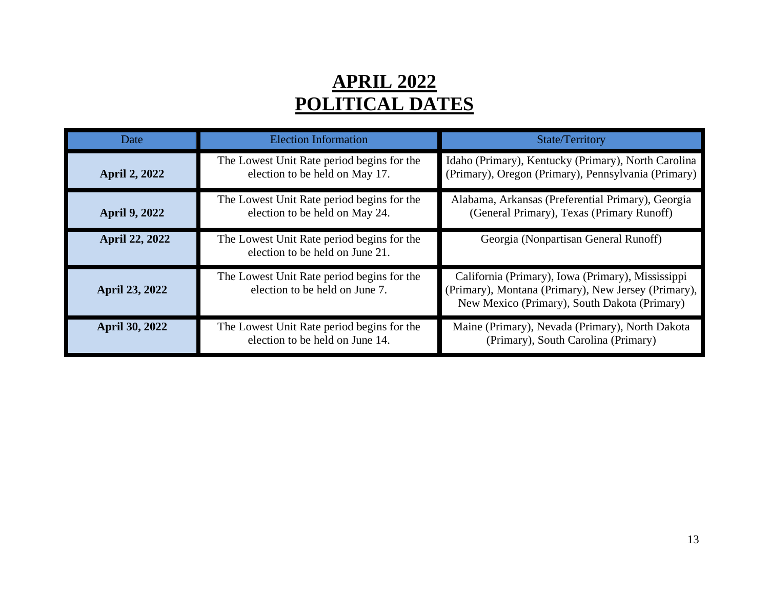# APRIL 2022
# POLITICAL DATES

| Date | Election Information | State/Territory |
|---|---|---|
| **April 2, 2022** | The Lowest Unit Rate period begins for the election to be held on May 17. | Idaho (Primary), Kentucky (Primary), North Carolina (Primary), Oregon (Primary), Pennsylvania (Primary) |
| **April 9, 2022** | The Lowest Unit Rate period begins for the election to be held on May 24. | Alabama, Arkansas (Preferential Primary), Georgia (General Primary), Texas (Primary Runoff) |
| **April 22, 2022** | The Lowest Unit Rate period begins for the election to be held on June 21. | Georgia (Nonpartisan General Runoff) |
| **April 23, 2022** | The Lowest Unit Rate period begins for the election to be held on June 7. | California (Primary), Iowa (Primary), Mississippi (Primary), Montana (Primary), New Jersey (Primary), New Mexico (Primary), South Dakota (Primary) |
| **April 30, 2022** | The Lowest Unit Rate period begins for the election to be held on June 14. | Maine (Primary), Nevada (Primary), North Dakota (Primary), South Carolina (Primary) |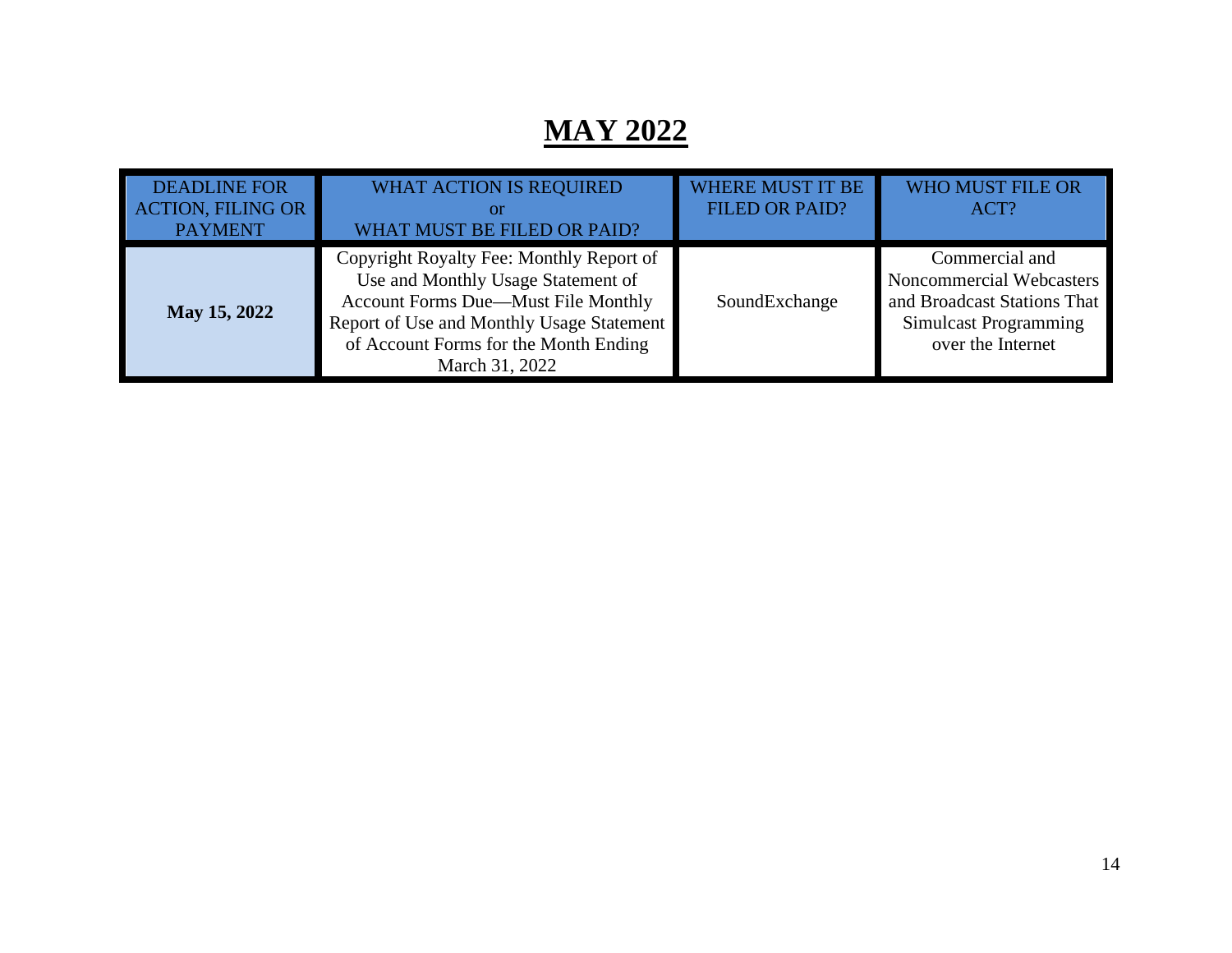# MAY 2022

| DEADLINE FOR ACTION, FILING OR PAYMENT | WHAT ACTION IS REQUIRED or WHAT MUST BE FILED OR PAID? | WHERE MUST IT BE FILED OR PAID? | WHO MUST FILE OR ACT? |
| --- | --- | --- | --- |
| **May 15, 2022** | Copyright Royalty Fee: Monthly Report of Use and Monthly Usage Statement of Account Forms Due—Must File Monthly Report of Use and Monthly Usage Statement of Account Forms for the Month Ending March 31, 2022 | SoundExchange | Commercial and Noncommercial Webcasters and Broadcast Stations That Simulcast Programming over the Internet |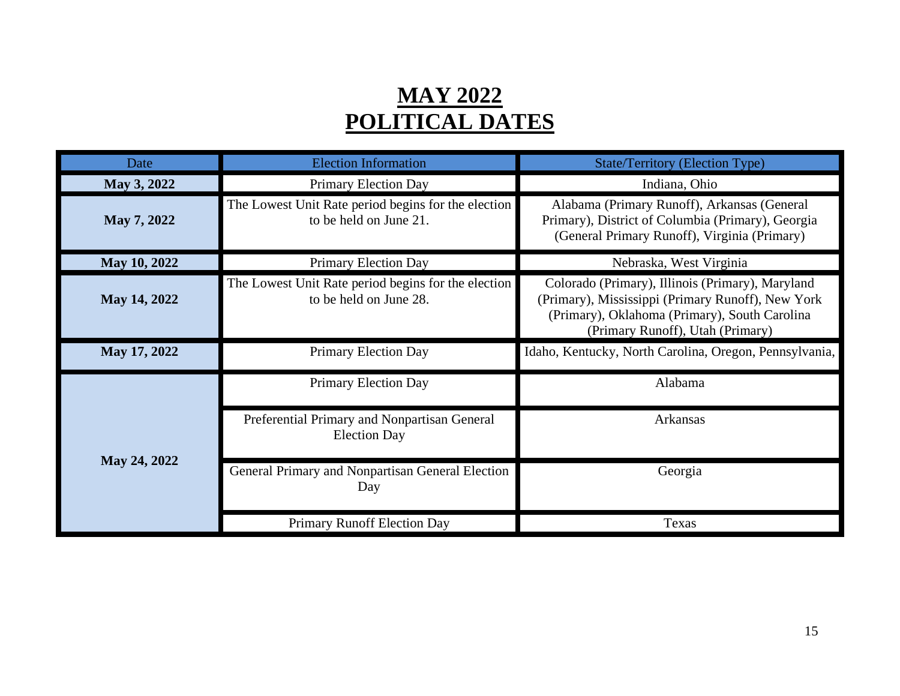# MAY 2022
# POLITICAL DATES

| Date | Election Information | State/Territory (Election Type) |
|---|---|---|
| **May 3, 2022** | Primary Election Day | Indiana, Ohio |
| **May 7, 2022** | The Lowest Unit Rate period begins for the election to be held on June 21. | Alabama (Primary Runoff), Arkansas (General Primary), District of Columbia (Primary), Georgia (General Primary Runoff), Virginia (Primary) |
| **May 10, 2022** | Primary Election Day | Nebraska, West Virginia |
| **May 14, 2022** | The Lowest Unit Rate period begins for the election to be held on June 28. | Colorado (Primary), Illinois (Primary), Maryland (Primary), Mississippi (Primary Runoff), New York (Primary), Oklahoma (Primary), South Carolina (Primary Runoff), Utah (Primary) |
| **May 17, 2022** | Primary Election Day | Idaho, Kentucky, North Carolina, Oregon, Pennsylvania, |
| **May 24, 2022** | Primary Election Day | Alabama |
| | Preferential Primary and Nonpartisan General Election Day | Arkansas |
| | General Primary and Nonpartisan General Election Day | Georgia |
| | Primary Runoff Election Day | Texas |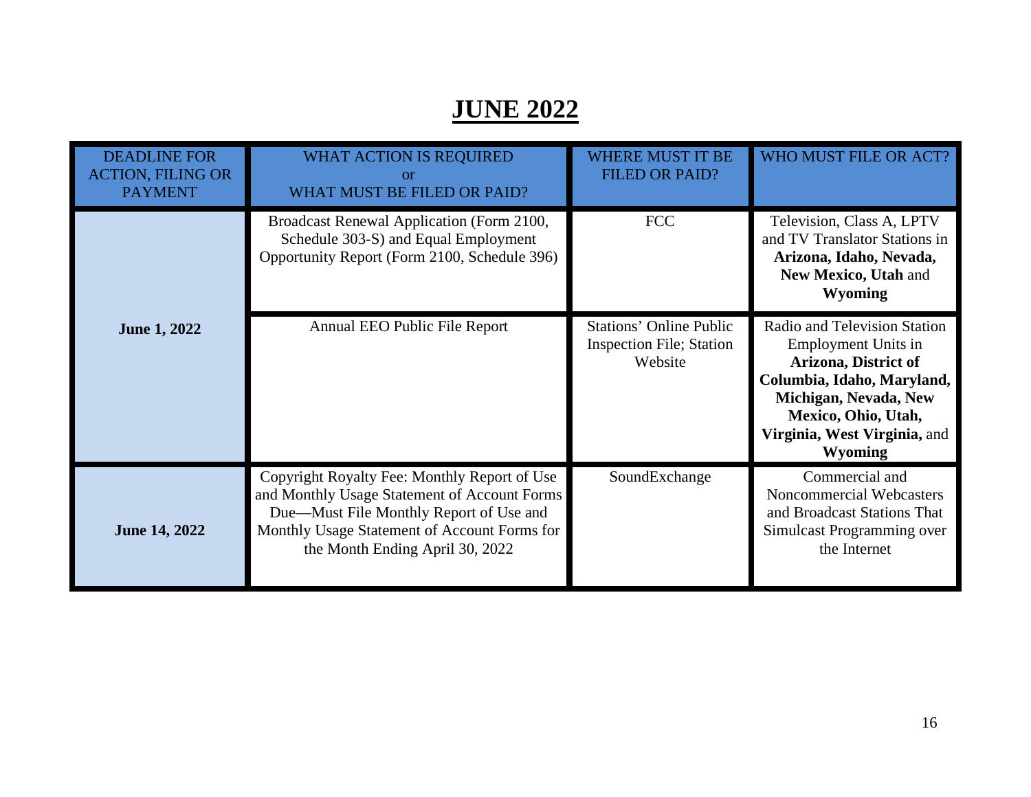# JUNE 2022

| DEADLINE FOR ACTION, FILING OR PAYMENT | WHAT ACTION IS REQUIRED or WHAT MUST BE FILED OR PAID? | WHERE MUST IT BE FILED OR PAID? | WHO MUST FILE OR ACT? |
|---|---|---|---|
| **June 1, 2022** | Broadcast Renewal Application (Form 2100, Schedule 303-S) and Equal Employment Opportunity Report (Form 2100, Schedule 396) | FCC | Television, Class A, LPTV and TV Translator Stations in **Arizona, Idaho, Nevada, New Mexico, Utah** and **Wyoming** |
| | Annual EEO Public File Report | Stations' Online Public Inspection File; Station Website | Radio and Television Station Employment Units in **Arizona, District of Columbia, Idaho, Maryland, Michigan, Nevada, New Mexico, Ohio, Utah, Virginia, West Virginia,** and **Wyoming** |
| **June 14, 2022** | Copyright Royalty Fee: Monthly Report of Use and Monthly Usage Statement of Account Forms Due—Must File Monthly Report of Use and Monthly Usage Statement of Account Forms for the Month Ending April 30, 2022 | SoundExchange | Commercial and Noncommercial Webcasters and Broadcast Stations That Simulcast Programming over the Internet |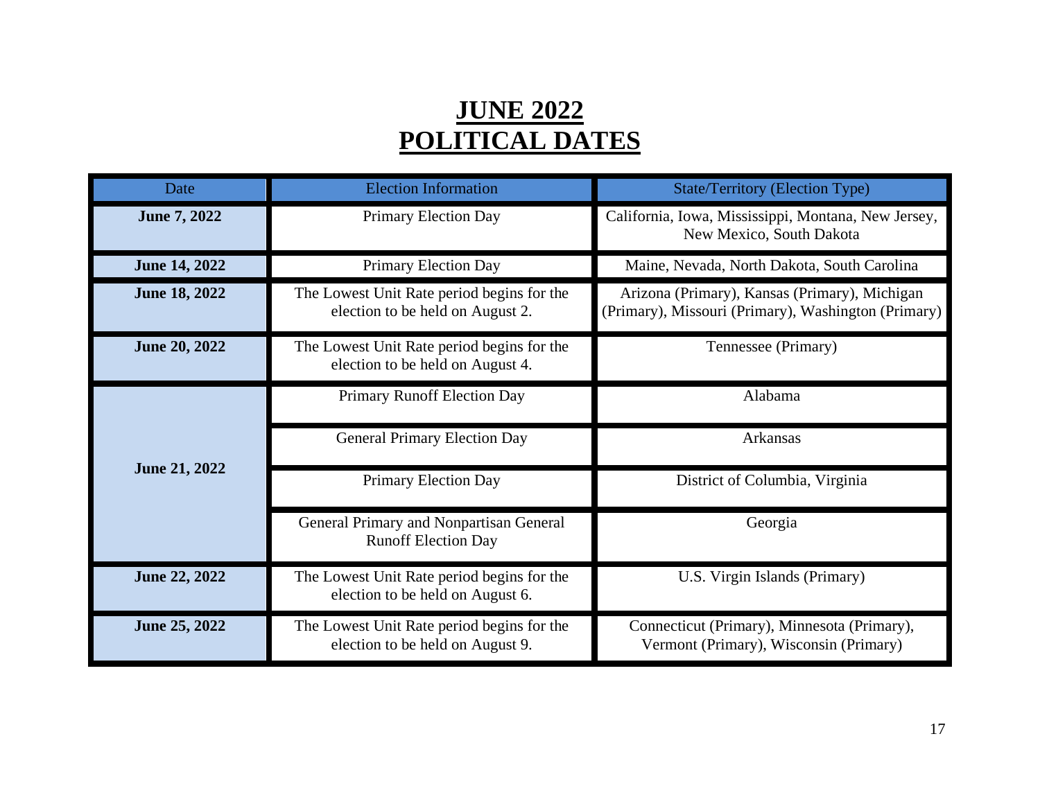# JUNE 2022
# POLITICAL DATES

| Date | Election Information | State/Territory (Election Type) |
|---|---|---|
| **June 7, 2022** | Primary Election Day | California, Iowa, Mississippi, Montana, New Jersey, New Mexico, South Dakota |
| **June 14, 2022** | Primary Election Day | Maine, Nevada, North Dakota, South Carolina |
| **June 18, 2022** | The Lowest Unit Rate period begins for the election to be held on August 2. | Arizona (Primary), Kansas (Primary), Michigan (Primary), Missouri (Primary), Washington (Primary) |
| **June 20, 2022** | The Lowest Unit Rate period begins for the election to be held on August 4. | Tennessee (Primary) |
| **June 21, 2022** | Primary Runoff Election Day | Alabama |
| | General Primary Election Day | Arkansas |
| | Primary Election Day | District of Columbia, Virginia |
| | General Primary and Nonpartisan General Runoff Election Day | Georgia |
| **June 22, 2022** | The Lowest Unit Rate period begins for the election to be held on August 6. | U.S. Virgin Islands (Primary) |
| **June 25, 2022** | The Lowest Unit Rate period begins for the election to be held on August 9. | Connecticut (Primary), Minnesota (Primary), Vermont (Primary), Wisconsin (Primary) |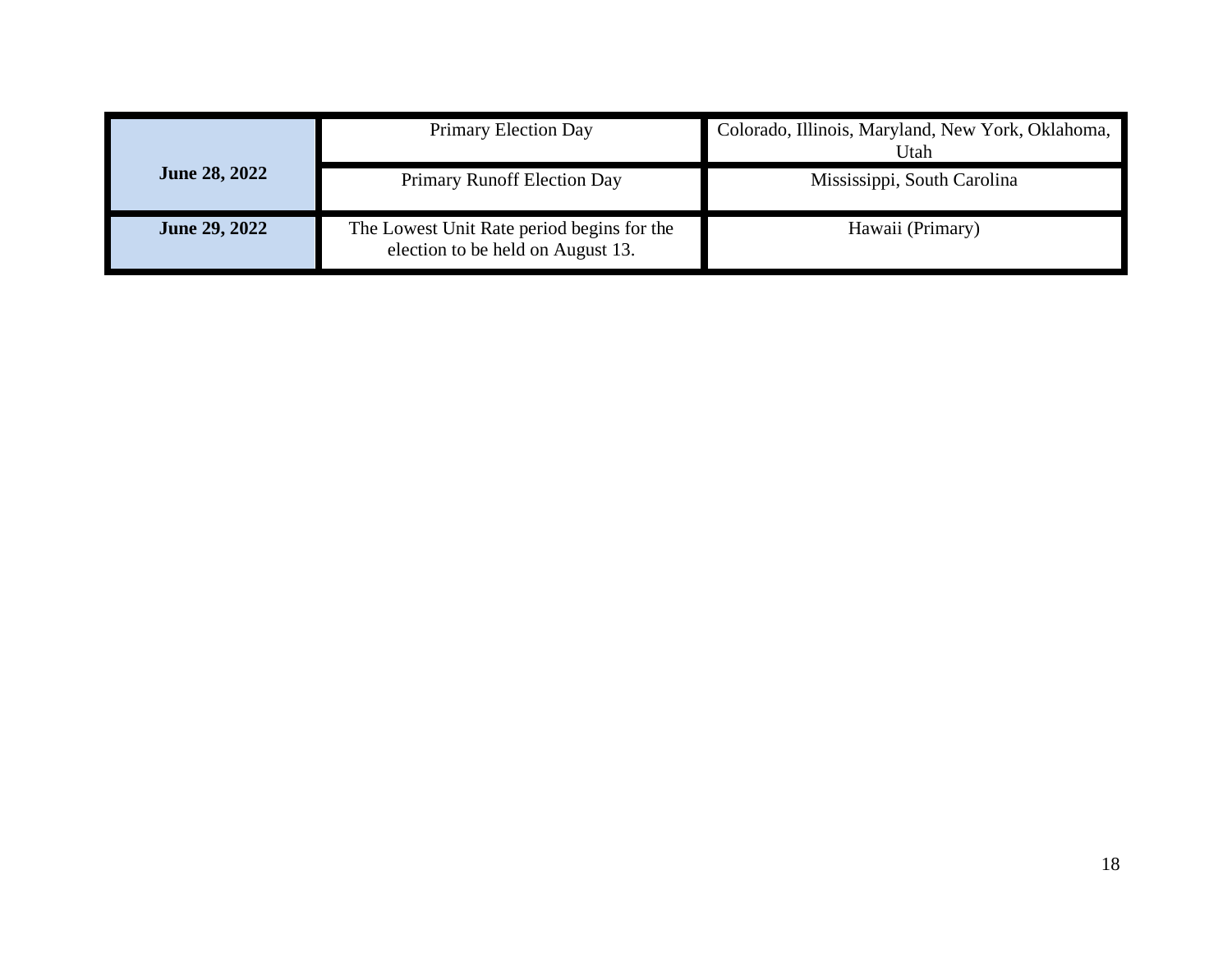| | | |
|---|---|---|
| **June 28, 2022** | Primary Election Day | Colorado, Illinois, Maryland, New York, Oklahoma, Utah |
| | Primary Runoff Election Day | Mississippi, South Carolina |
| **June 29, 2022** | The Lowest Unit Rate period begins for the election to be held on August 13. | Hawaii (Primary) |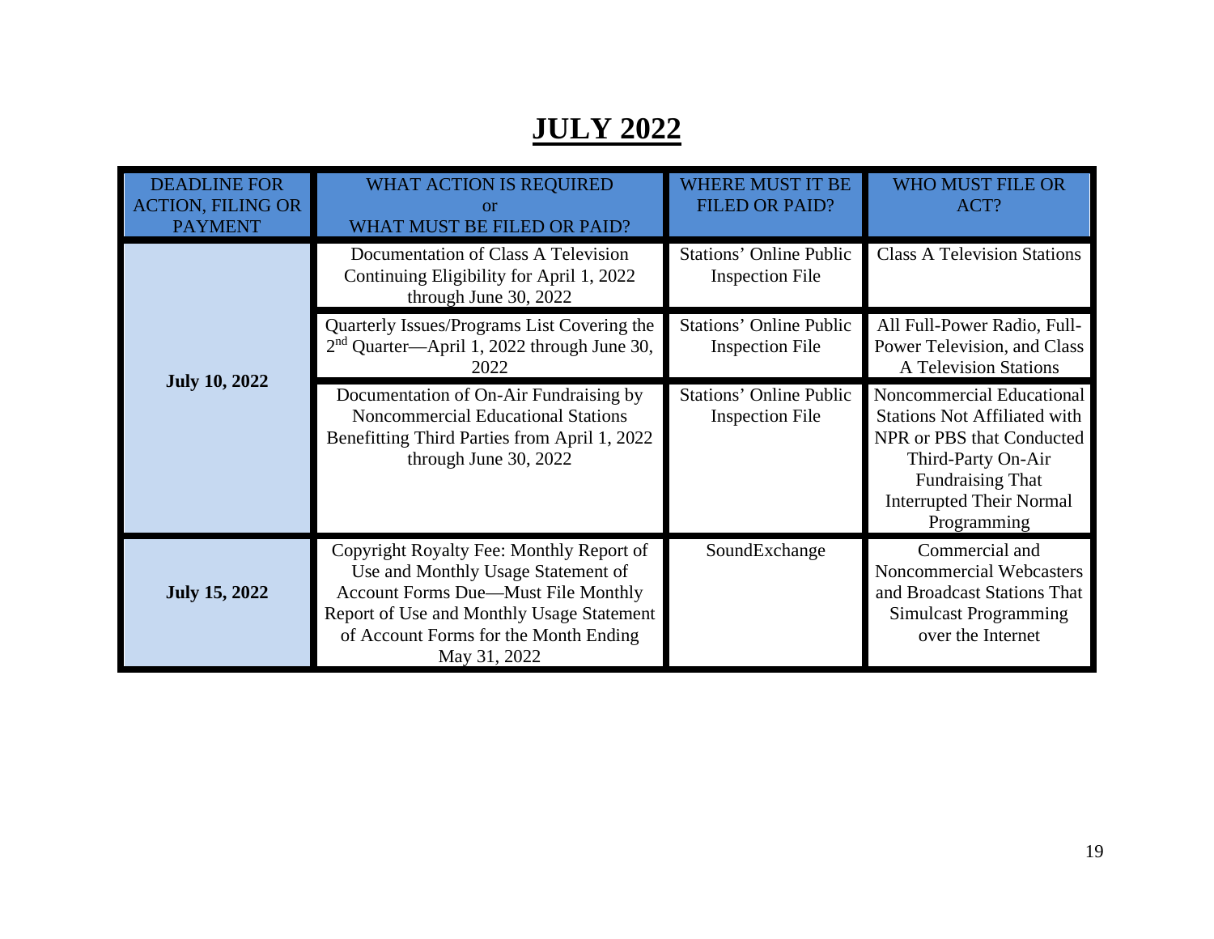# JULY 2022

| DEADLINE FOR ACTION, FILING OR PAYMENT | WHAT ACTION IS REQUIRED or WHAT MUST BE FILED OR PAID? | WHERE MUST IT BE FILED OR PAID? | WHO MUST FILE OR ACT? |
|---|---|---|---|
| **July 10, 2022** | Documentation of Class A Television Continuing Eligibility for April 1, 2022 through June 30, 2022 | Stations' Online Public Inspection File | Class A Television Stations |
| | Quarterly Issues/Programs List Covering the 2nd Quarter—April 1, 2022 through June 30, 2022 | Stations' Online Public Inspection File | All Full-Power Radio, Full-Power Television, and Class A Television Stations |
| | Documentation of On-Air Fundraising by Noncommercial Educational Stations Benefitting Third Parties from April 1, 2022 through June 30, 2022 | Stations' Online Public Inspection File | Noncommercial Educational Stations Not Affiliated with NPR or PBS that Conducted Third-Party On-Air Fundraising That Interrupted Their Normal Programming |
| **July 15, 2022** | Copyright Royalty Fee: Monthly Report of Use and Monthly Usage Statement of Account Forms Due—Must File Monthly Report of Use and Monthly Usage Statement of Account Forms for the Month Ending May 31, 2022 | SoundExchange | Commercial and Noncommercial Webcasters and Broadcast Stations That Simulcast Programming over the Internet |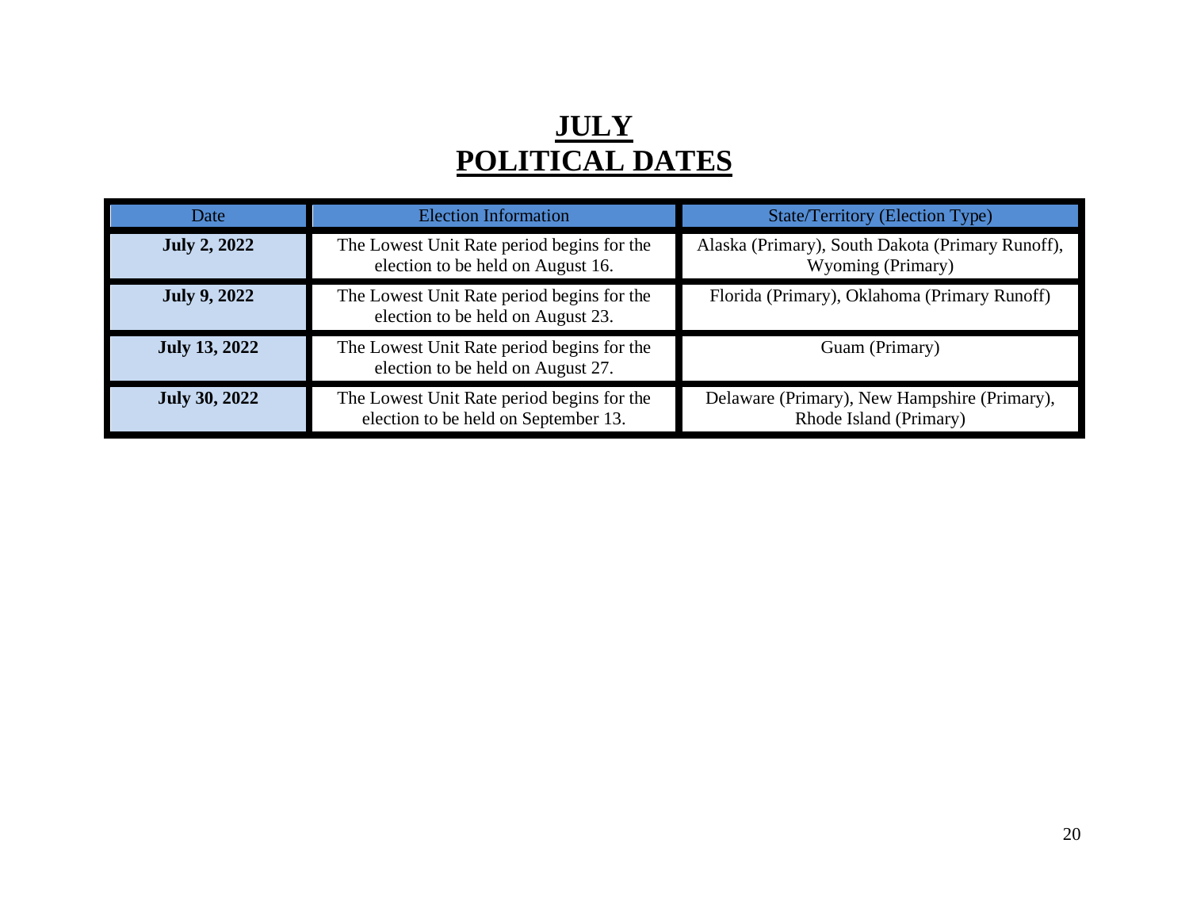# JULY
# POLITICAL DATES

| Date | Election Information | State/Territory (Election Type) |
|---|---|---|
| **July 2, 2022** | The Lowest Unit Rate period begins for the election to be held on August 16. | Alaska (Primary), South Dakota (Primary Runoff), Wyoming (Primary) |
| **July 9, 2022** | The Lowest Unit Rate period begins for the election to be held on August 23. | Florida (Primary), Oklahoma (Primary Runoff) |
| **July 13, 2022** | The Lowest Unit Rate period begins for the election to be held on August 27. | Guam (Primary) |
| **July 30, 2022** | The Lowest Unit Rate period begins for the election to be held on September 13. | Delaware (Primary), New Hampshire (Primary), Rhode Island (Primary) |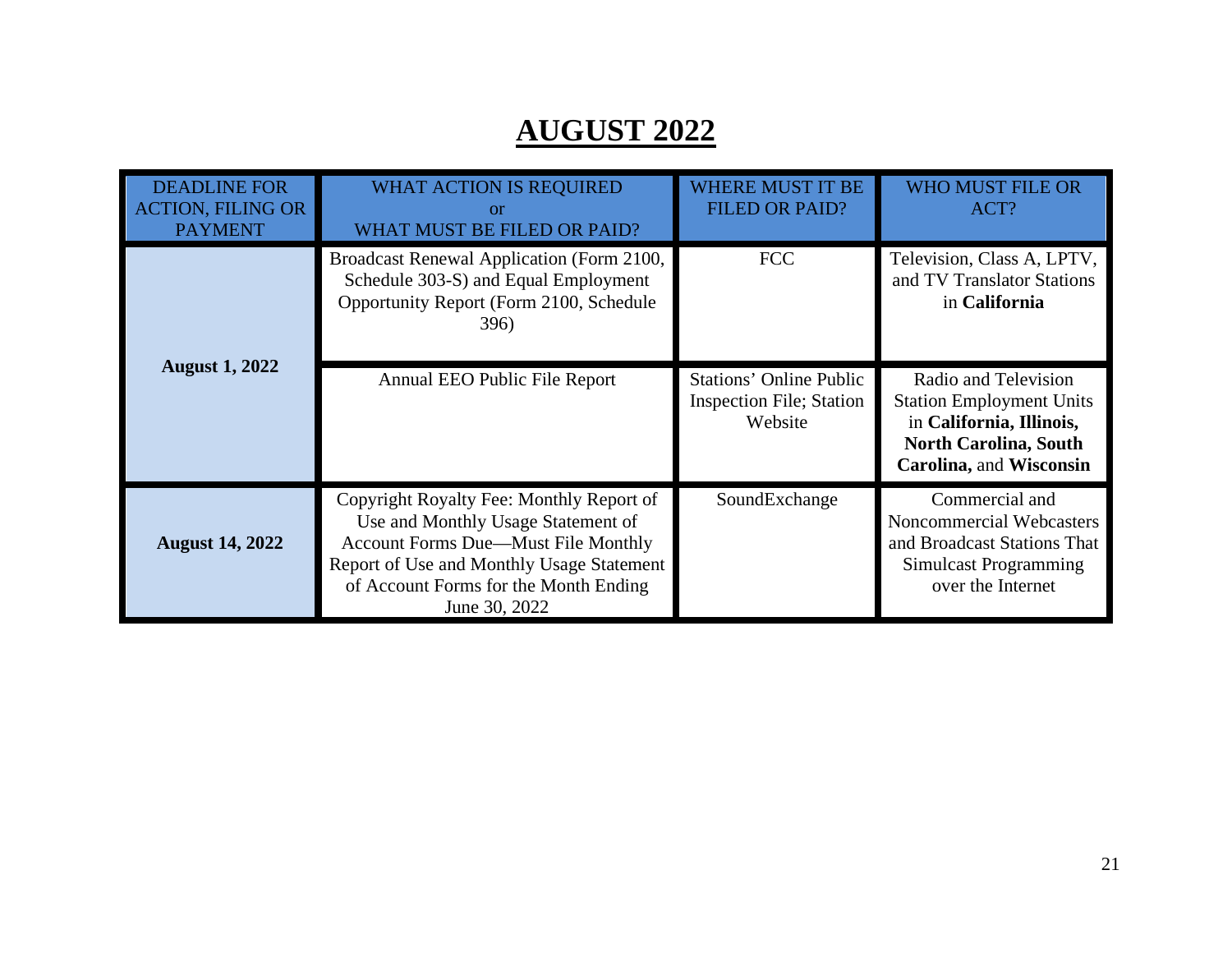# AUGUST 2022

| DEADLINE FOR ACTION, FILING OR PAYMENT | WHAT ACTION IS REQUIRED or WHAT MUST BE FILED OR PAID? | WHERE MUST IT BE FILED OR PAID? | WHO MUST FILE OR ACT? |
|---|---|---|---|
| **August 1, 2022** | Broadcast Renewal Application (Form 2100, Schedule 303-S) and Equal Employment Opportunity Report (Form 2100, Schedule 396) | FCC | Television, Class A, LPTV, and TV Translator Stations in **California** |
| | Annual EEO Public File Report | Stations' Online Public Inspection File; Station Website | Radio and Television Station Employment Units in **California, Illinois, North Carolina, South Carolina,** and **Wisconsin** |
| **August 14, 2022** | Copyright Royalty Fee: Monthly Report of Use and Monthly Usage Statement of Account Forms Due—Must File Monthly Report of Use and Monthly Usage Statement of Account Forms for the Month Ending June 30, 2022 | SoundExchange | Commercial and Noncommercial Webcasters and Broadcast Stations That Simulcast Programming over the Internet |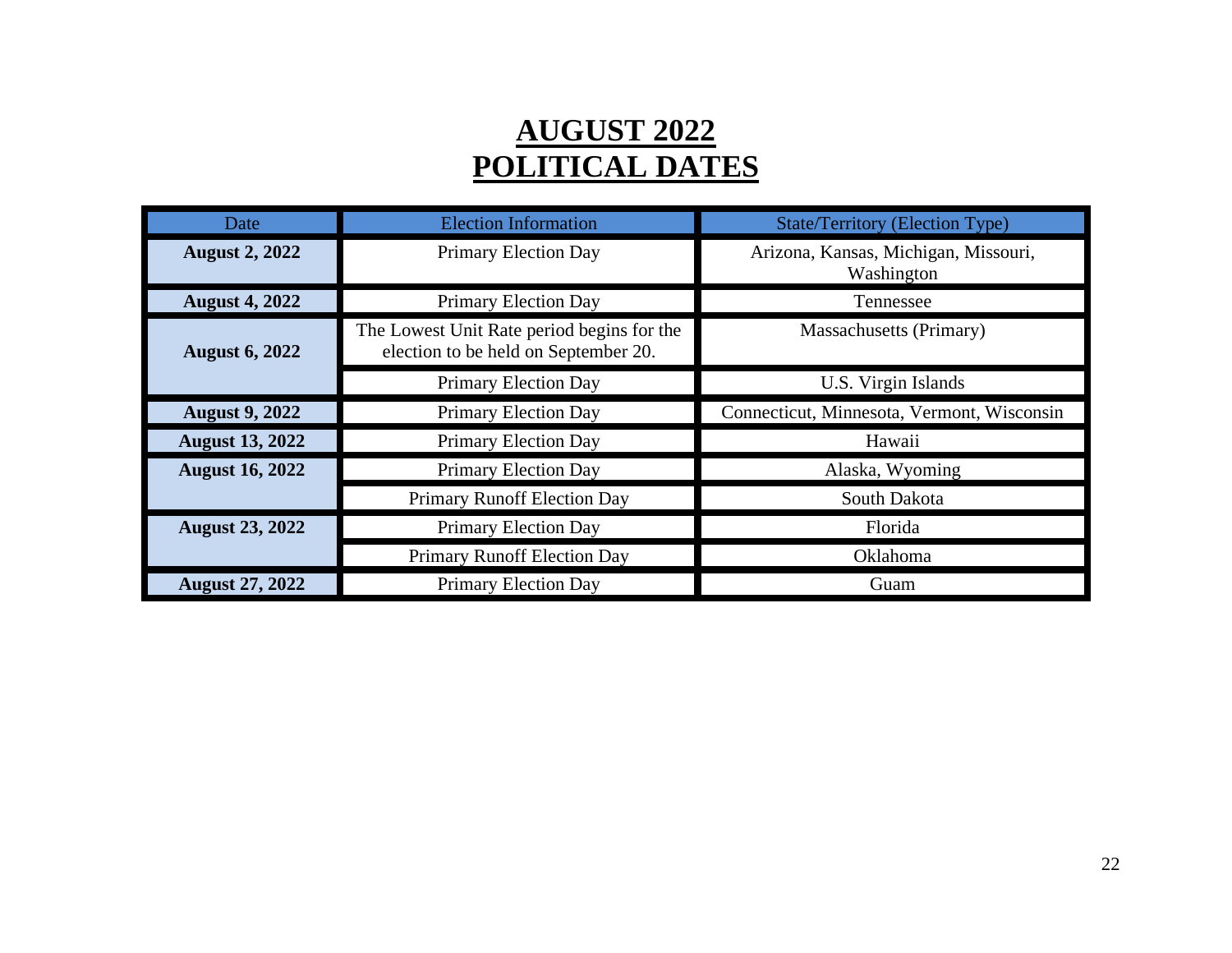# AUGUST 2022
# POLITICAL DATES

| Date | Election Information | State/Territory (Election Type) |
|---|---|---|
| **August 2, 2022** | Primary Election Day | Arizona, Kansas, Michigan, Missouri, Washington |
| **August 4, 2022** | Primary Election Day | Tennessee |
| **August 6, 2022** | The Lowest Unit Rate period begins for the election to be held on September 20. | Massachusetts (Primary) |
| | Primary Election Day | U.S. Virgin Islands |
| **August 9, 2022** | Primary Election Day | Connecticut, Minnesota, Vermont, Wisconsin |
| **August 13, 2022** | Primary Election Day | Hawaii |
| **August 16, 2022** | Primary Election Day | Alaska, Wyoming |
| | Primary Runoff Election Day | South Dakota |
| **August 23, 2022** | Primary Election Day | Florida |
| | Primary Runoff Election Day | Oklahoma |
| **August 27, 2022** | Primary Election Day | Guam |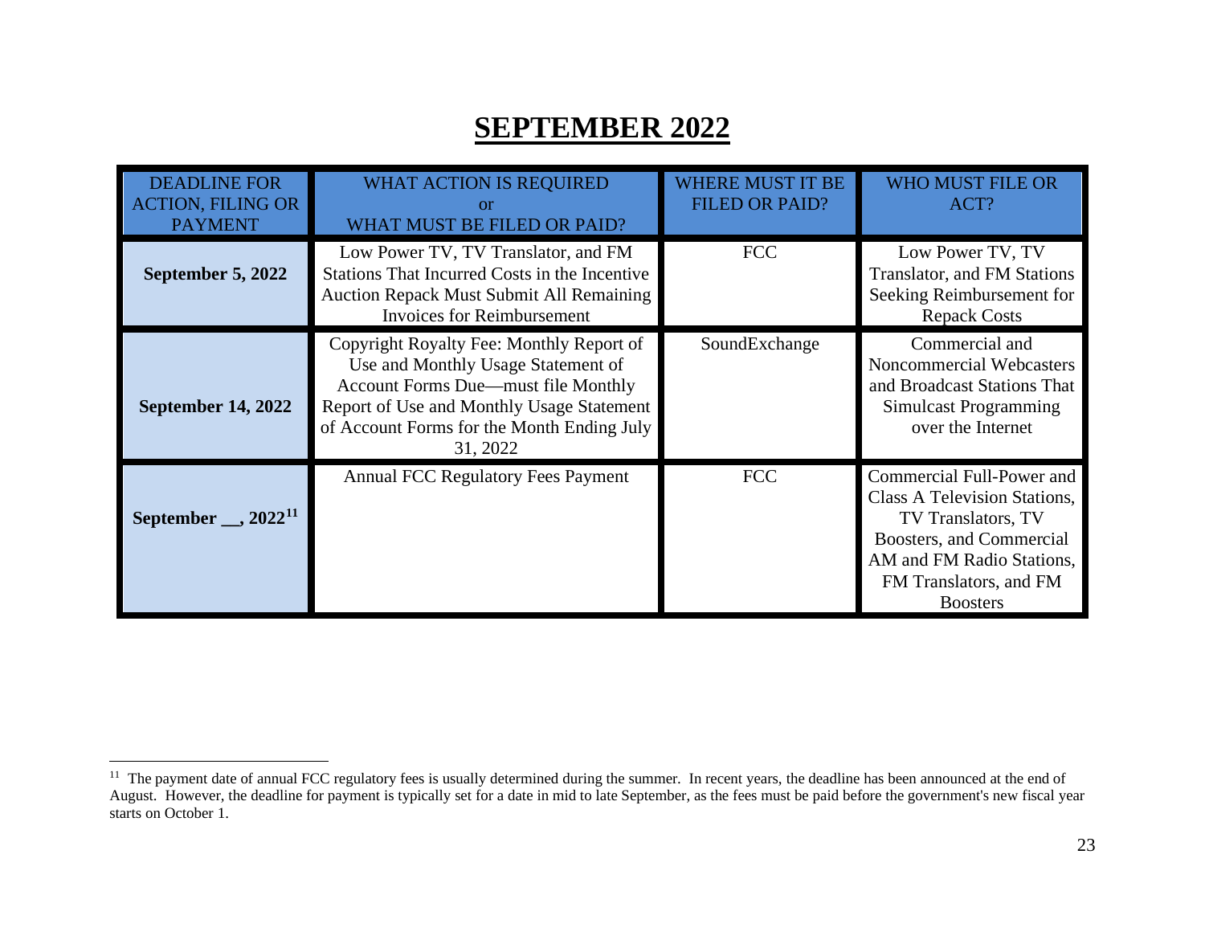# SEPTEMBER 2022

| DEADLINE FOR ACTION, FILING OR PAYMENT | WHAT ACTION IS REQUIRED or WHAT MUST BE FILED OR PAID? | WHERE MUST IT BE FILED OR PAID? | WHO MUST FILE OR ACT? |
|---|---|---|---|
| **September 5, 2022** | Low Power TV, TV Translator, and FM Stations That Incurred Costs in the Incentive Auction Repack Must Submit All Remaining Invoices for Reimbursement | FCC | Low Power TV, TV Translator, and FM Stations Seeking Reimbursement for Repack Costs |
| **September 14, 2022** | Copyright Royalty Fee: Monthly Report of Use and Monthly Usage Statement of Account Forms Due—must file Monthly Report of Use and Monthly Usage Statement of Account Forms for the Month Ending July 31, 2022 | SoundExchange | Commercial and Noncommercial Webcasters and Broadcast Stations That Simulcast Programming over the Internet |
| **September __, 2022**[11] | Annual FCC Regulatory Fees Payment | FCC | Commercial Full-Power and Class A Television Stations, TV Translators, TV Boosters, and Commercial AM and FM Radio Stations, FM Translators, and FM Boosters |

[11] The payment date of annual FCC regulatory fees is usually determined during the summer. In recent years, the deadline has been announced at the end of August. However, the deadline for payment is typically set for a date in mid to late September, as the fees must be paid before the government's new fiscal year starts on October 1.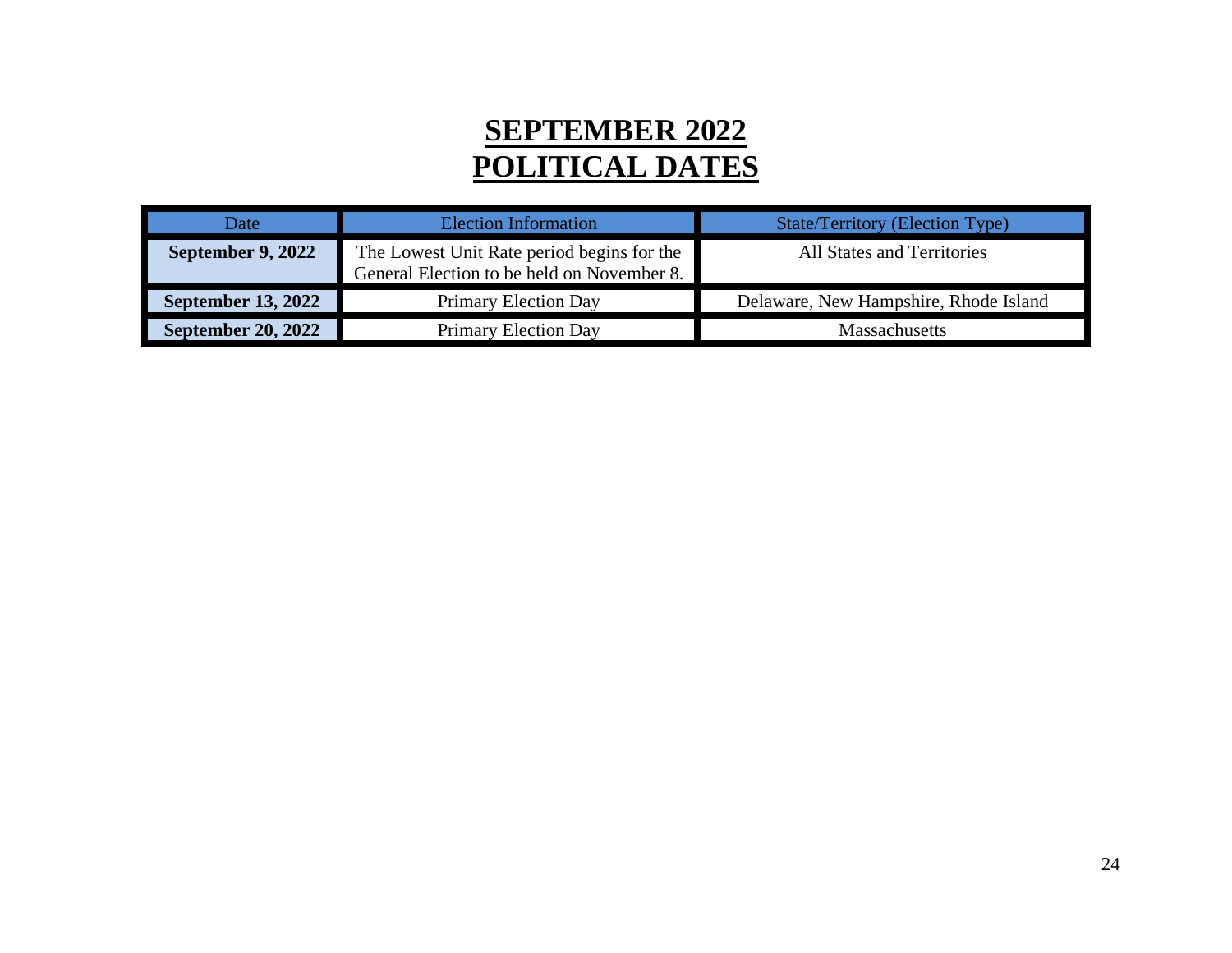# SEPTEMBER 2022
# POLITICAL DATES

| Date | Election Information | State/Territory (Election Type) |
| --- | --- | --- |
| **September 9, 2022** | The Lowest Unit Rate period begins for the General Election to be held on November 8. | All States and Territories |
| **September 13, 2022** | Primary Election Day | Delaware, New Hampshire, Rhode Island |
| **September 20, 2022** | Primary Election Day | Massachusetts |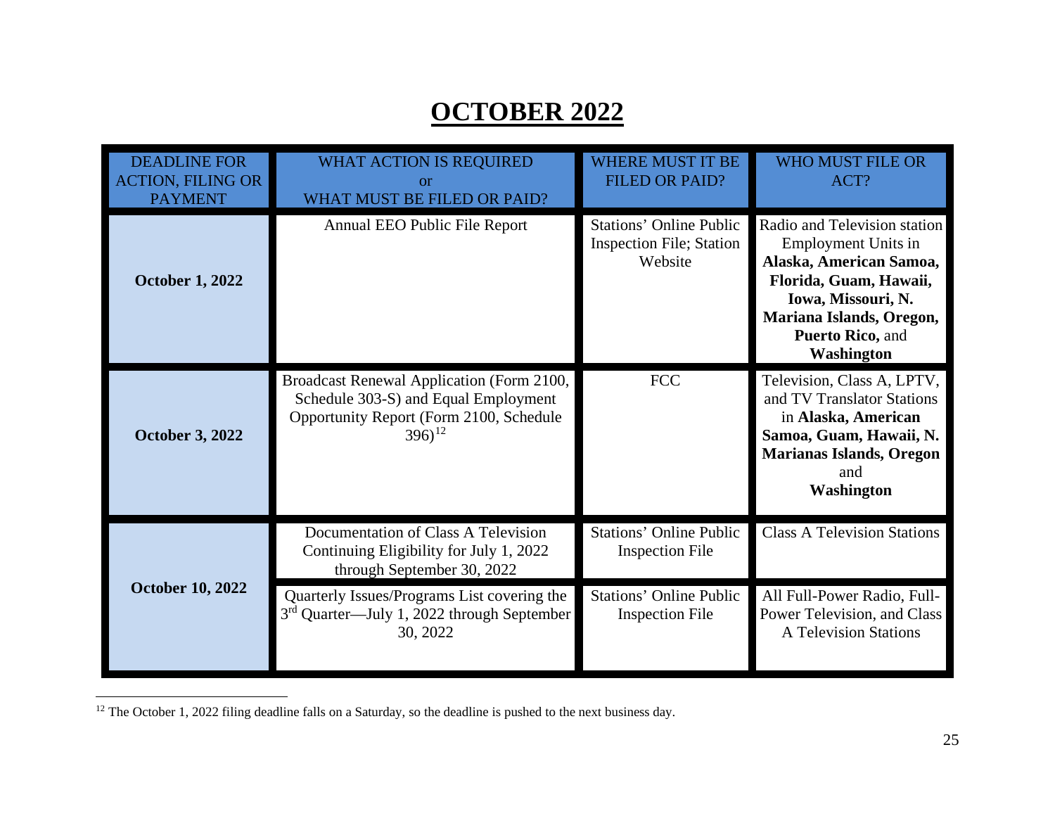# OCTOBER 2022

| DEADLINE FOR ACTION, FILING OR PAYMENT | WHAT ACTION IS REQUIRED or WHAT MUST BE FILED OR PAID? | WHERE MUST IT BE FILED OR PAID? | WHO MUST FILE OR ACT? |
|---|---|---|---|
| **October 1, 2022** | Annual EEO Public File Report | Stations' Online Public Inspection File; Station Website | Radio and Television station Employment Units in **Alaska, American Samoa, Florida, Guam, Hawaii, Iowa, Missouri, N. Mariana Islands, Oregon, Puerto Rico,** and **Washington** |
| **October 3, 2022** | Broadcast Renewal Application (Form 2100, Schedule 303-S) and Equal Employment Opportunity Report (Form 2100, Schedule 396)[12] | FCC | Television, Class A, LPTV, and TV Translator Stations in **Alaska, American Samoa, Guam, Hawaii, N. Marianas Islands, Oregon** and **Washington** |
| **October 10, 2022** | Documentation of Class A Television Continuing Eligibility for July 1, 2022 through September 30, 2022 | Stations' Online Public Inspection File | Class A Television Stations |
| | Quarterly Issues/Programs List covering the 3rd Quarter—July 1, 2022 through September 30, 2022 | Stations' Online Public Inspection File | All Full-Power Radio, Full-Power Television, and Class A Television Stations |

[12] The October 1, 2022 filing deadline falls on a Saturday, so the deadline is pushed to the next business day.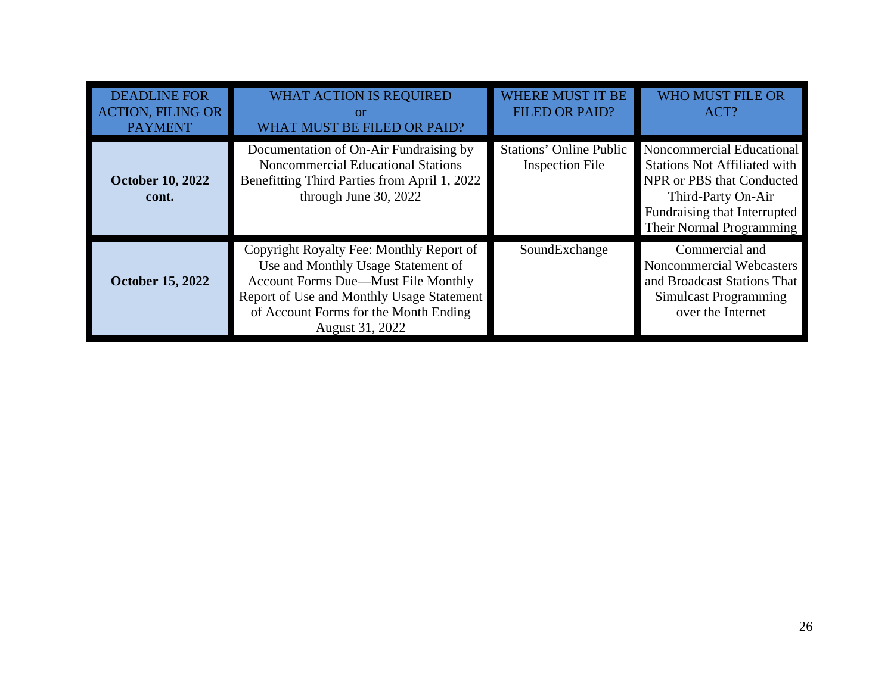| DEADLINE FOR ACTION, FILING OR PAYMENT | WHAT ACTION IS REQUIRED or WHAT MUST BE FILED OR PAID? | WHERE MUST IT BE FILED OR PAID? | WHO MUST FILE OR ACT? |
|---|---|---|---|
| **October 10, 2022 cont.** | Documentation of On-Air Fundraising by Noncommercial Educational Stations Benefitting Third Parties from April 1, 2022 through June 30, 2022 | Stations' Online Public Inspection File | Noncommercial Educational Stations Not Affiliated with NPR or PBS that Conducted Third-Party On-Air Fundraising that Interrupted Their Normal Programming |
| **October 15, 2022** | Copyright Royalty Fee: Monthly Report of Use and Monthly Usage Statement of Account Forms Due—Must File Monthly Report of Use and Monthly Usage Statement of Account Forms for the Month Ending August 31, 2022 | SoundExchange | Commercial and Noncommercial Webcasters and Broadcast Stations That Simulcast Programming over the Internet |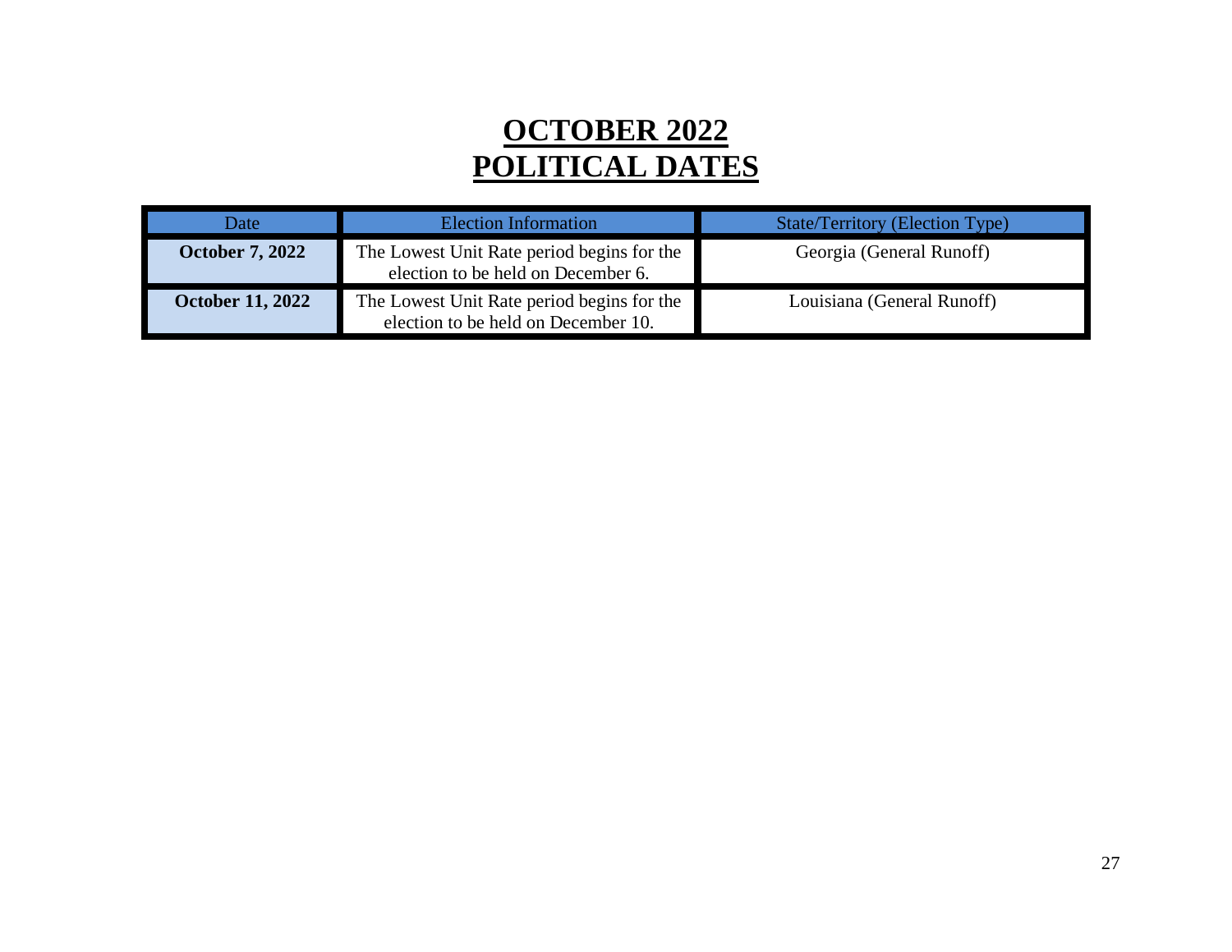# OCTOBER 2022
# POLITICAL DATES

| Date | Election Information | State/Territory (Election Type) |
| --- | --- | --- |
| **October 7, 2022** | The Lowest Unit Rate period begins for the election to be held on December 6. | Georgia (General Runoff) |
| **October 11, 2022** | The Lowest Unit Rate period begins for the election to be held on December 10. | Louisiana (General Runoff) |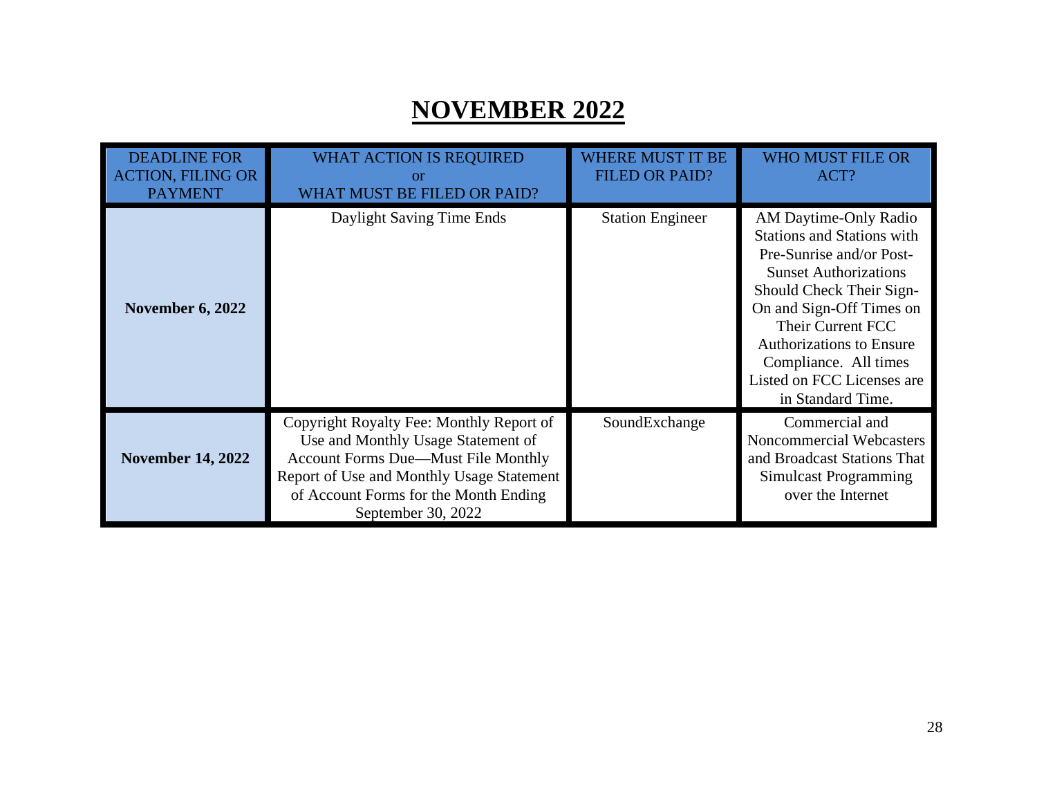# NOVEMBER 2022

| DEADLINE FOR ACTION, FILING OR PAYMENT | WHAT ACTION IS REQUIRED or WHAT MUST BE FILED OR PAID? | WHERE MUST IT BE FILED OR PAID? | WHO MUST FILE OR ACT? |
|---|---|---|---|
| **November 6, 2022** | Daylight Saving Time Ends | Station Engineer | AM Daytime-Only Radio Stations and Stations with Pre-Sunrise and/or Post-Sunset Authorizations Should Check Their Sign-On and Sign-Off Times on Their Current FCC Authorizations to Ensure Compliance. All times Listed on FCC Licenses are in Standard Time. |
| **November 14, 2022** | Copyright Royalty Fee: Monthly Report of Use and Monthly Usage Statement of Account Forms Due—Must File Monthly Report of Use and Monthly Usage Statement of Account Forms for the Month Ending September 30, 2022 | SoundExchange | Commercial and Noncommercial Webcasters and Broadcast Stations That Simulcast Programming over the Internet |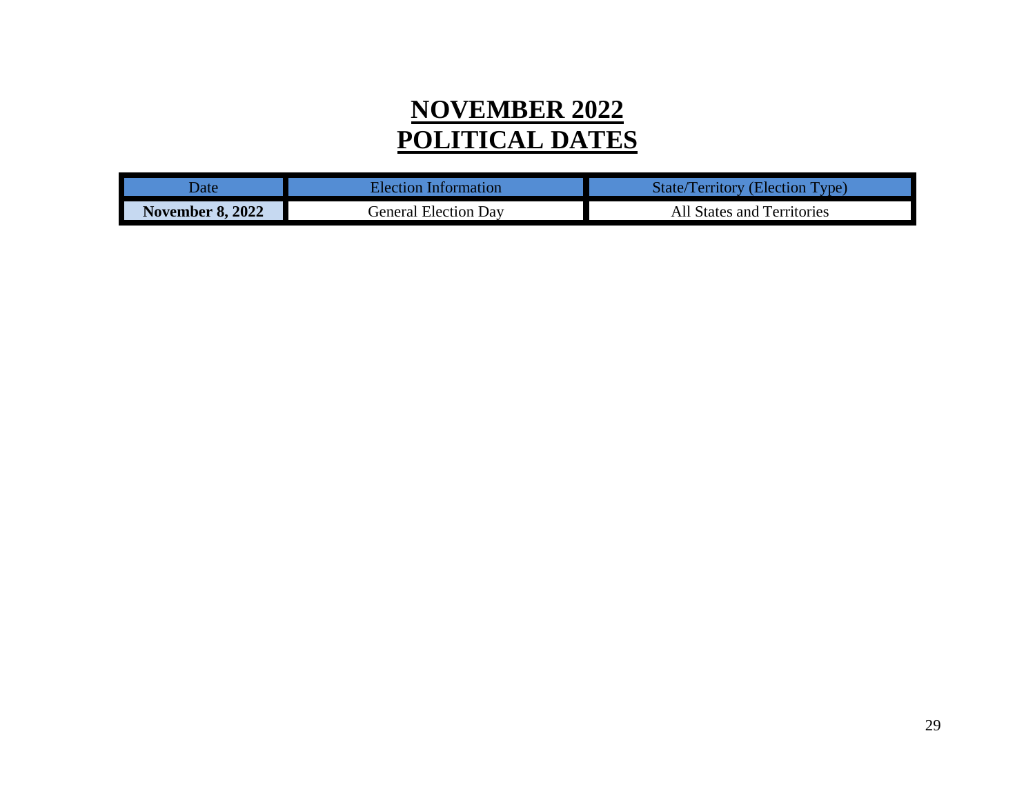# NOVEMBER 2022
# POLITICAL DATES

| Date | Election Information | State/Territory (Election Type) |
| --- | --- | --- |
| **November 8, 2022** | General Election Day | All States and Territories |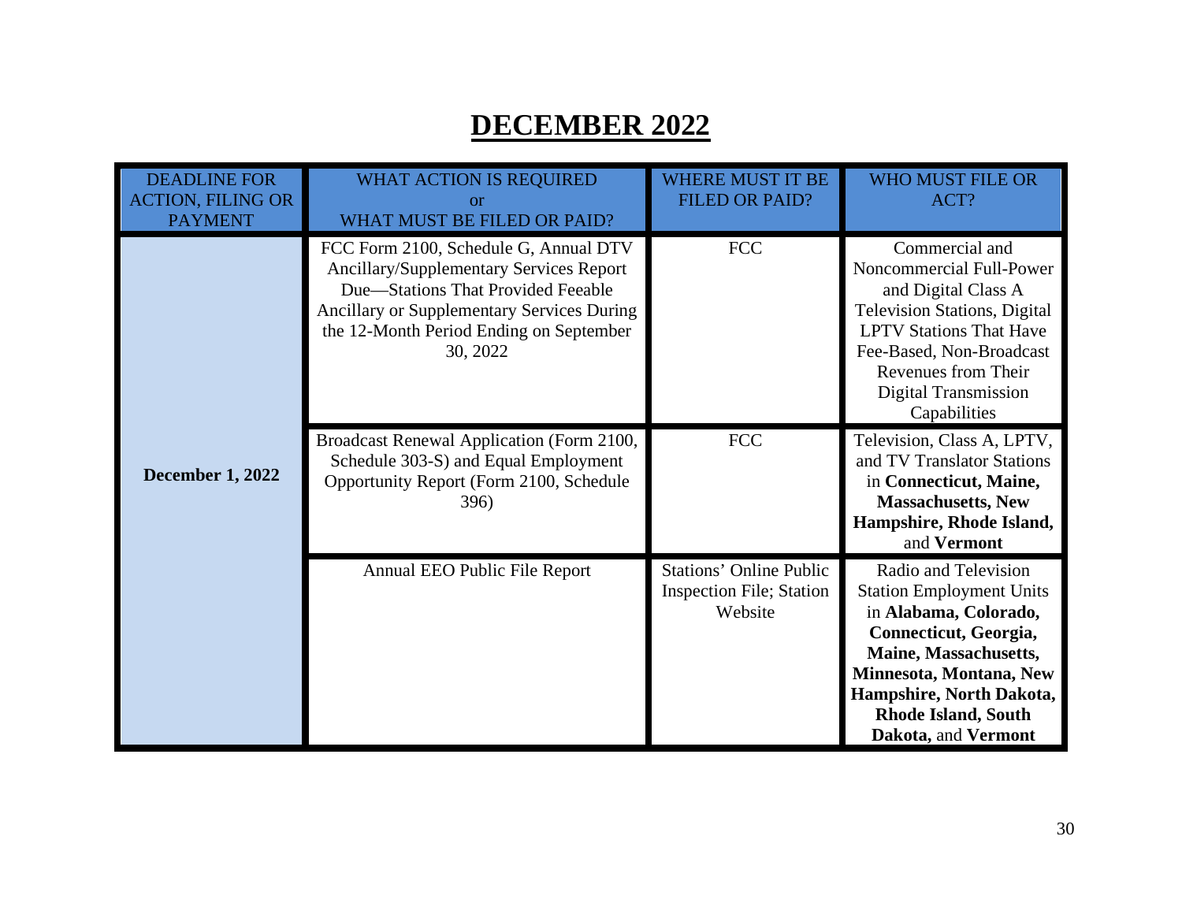# DECEMBER 2022

| DEADLINE FOR ACTION, FILING OR PAYMENT | WHAT ACTION IS REQUIRED or WHAT MUST BE FILED OR PAID? | WHERE MUST IT BE FILED OR PAID? | WHO MUST FILE OR ACT? |
|---|---|---|---|
| **December 1, 2022** | FCC Form 2100, Schedule G, Annual DTV Ancillary/Supplementary Services Report Due—Stations That Provided Feeable Ancillary or Supplementary Services During the 12-Month Period Ending on September 30, 2022 | FCC | Commercial and Noncommercial Full-Power and Digital Class A Television Stations, Digital LPTV Stations That Have Fee-Based, Non-Broadcast Revenues from Their Digital Transmission Capabilities |
| | Broadcast Renewal Application (Form 2100, Schedule 303-S) and Equal Employment Opportunity Report (Form 2100, Schedule 396) | FCC | Television, Class A, LPTV, and TV Translator Stations in **Connecticut, Maine, Massachusetts, New Hampshire, Rhode Island,** and **Vermont** |
| | Annual EEO Public File Report | Stations' Online Public Inspection File; Station Website | Radio and Television Station Employment Units in **Alabama, Colorado, Connecticut, Georgia, Maine, Massachusetts, Minnesota, Montana, New Hampshire, North Dakota, Rhode Island, South Dakota,** and **Vermont** |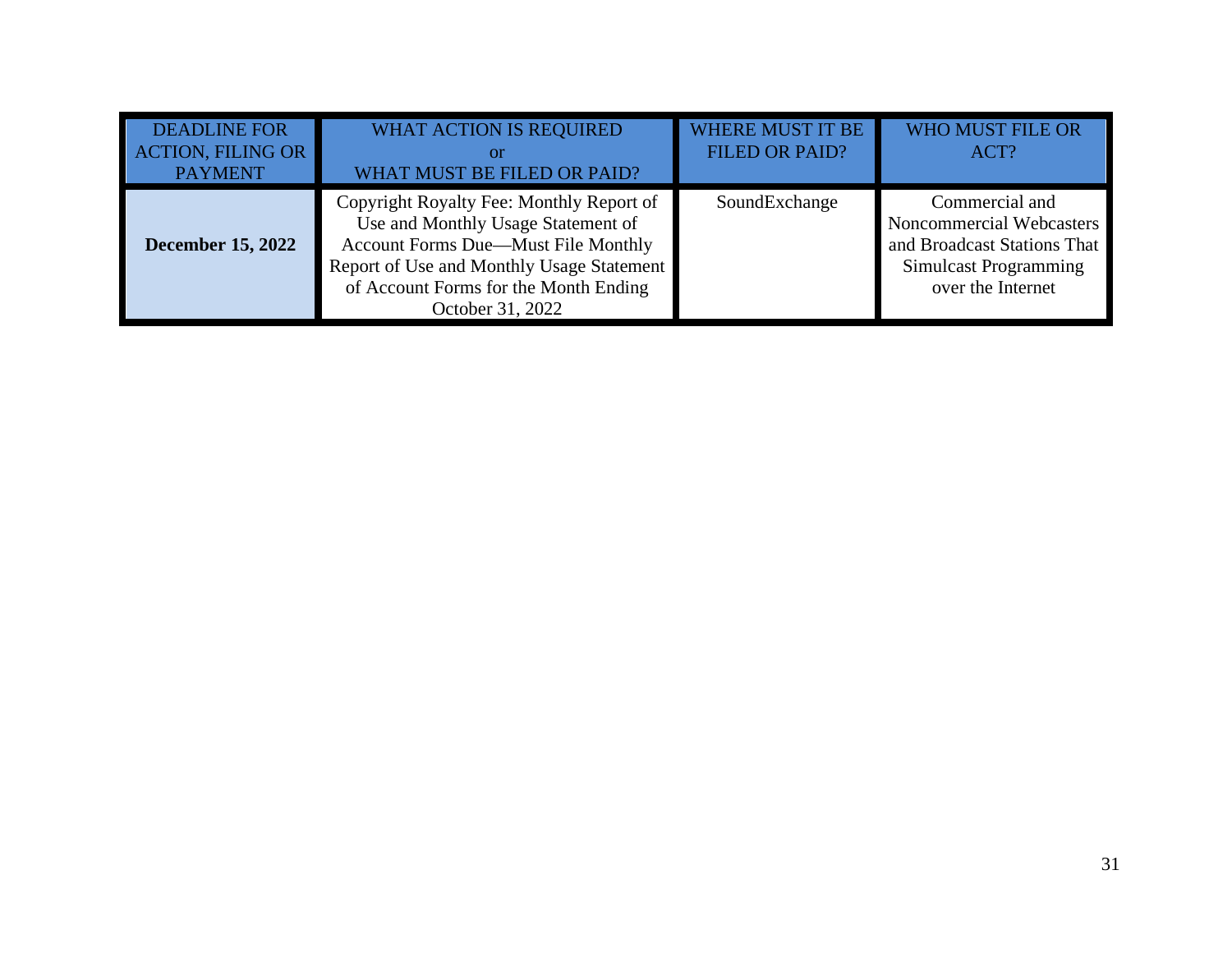| DEADLINE FOR ACTION, FILING OR PAYMENT | WHAT ACTION IS REQUIRED or WHAT MUST BE FILED OR PAID? | WHERE MUST IT BE FILED OR PAID? | WHO MUST FILE OR ACT? |
|---|---|---|---|
| **December 15, 2022** | Copyright Royalty Fee: Monthly Report of Use and Monthly Usage Statement of Account Forms Due—Must File Monthly Report of Use and Monthly Usage Statement of Account Forms for the Month Ending October 31, 2022 | SoundExchange | Commercial and Noncommercial Webcasters and Broadcast Stations That Simulcast Programming over the Internet |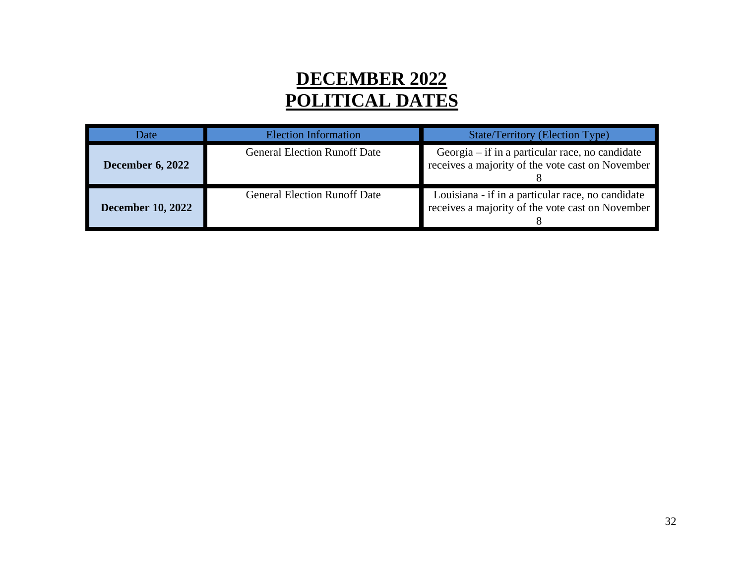# DECEMBER 2022
# POLITICAL DATES

| Date | Election Information | State/Territory (Election Type) |
|---|---|---|
| **December 6, 2022** | General Election Runoff Date | Georgia – if in a particular race, no candidate receives a majority of the vote cast on November 8 |
| **December 10, 2022** | General Election Runoff Date | Louisiana - if in a particular race, no candidate receives a majority of the vote cast on November 8 |